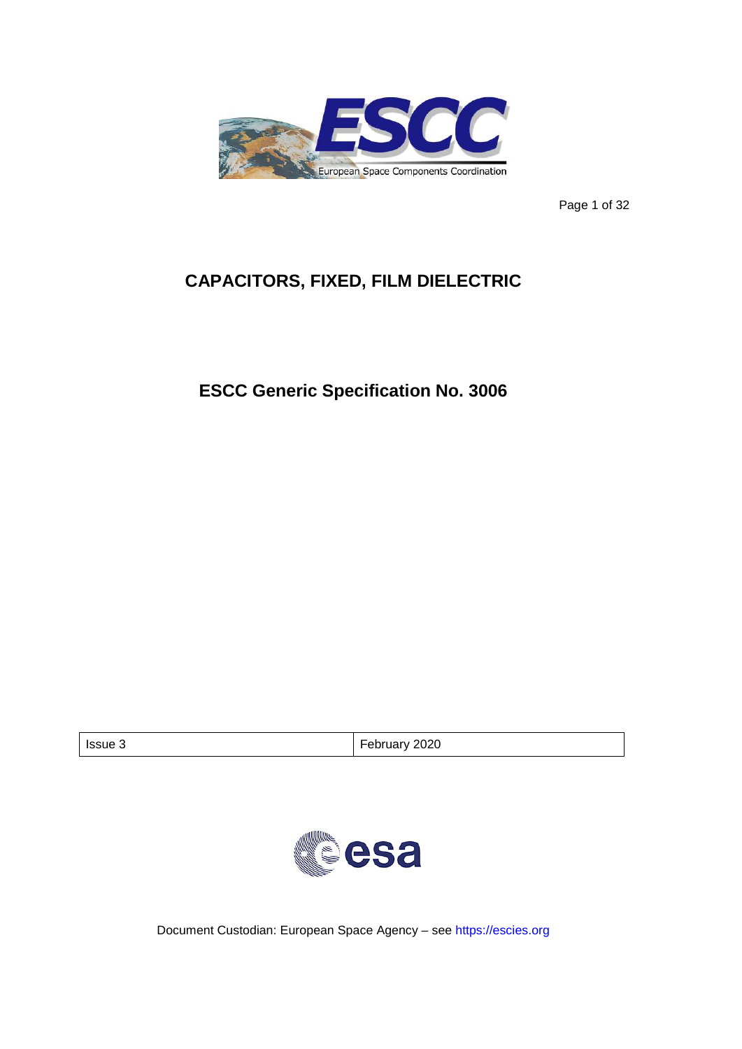European Space Components Coordination

# CAPACITORS, FIXED, FILM DIELECTRIC

## ESCC Generic Specification No. 3006

| Issue 3 | February 2020 |
|---|---|

Document Custodian: European Space Agency – see https://escies.org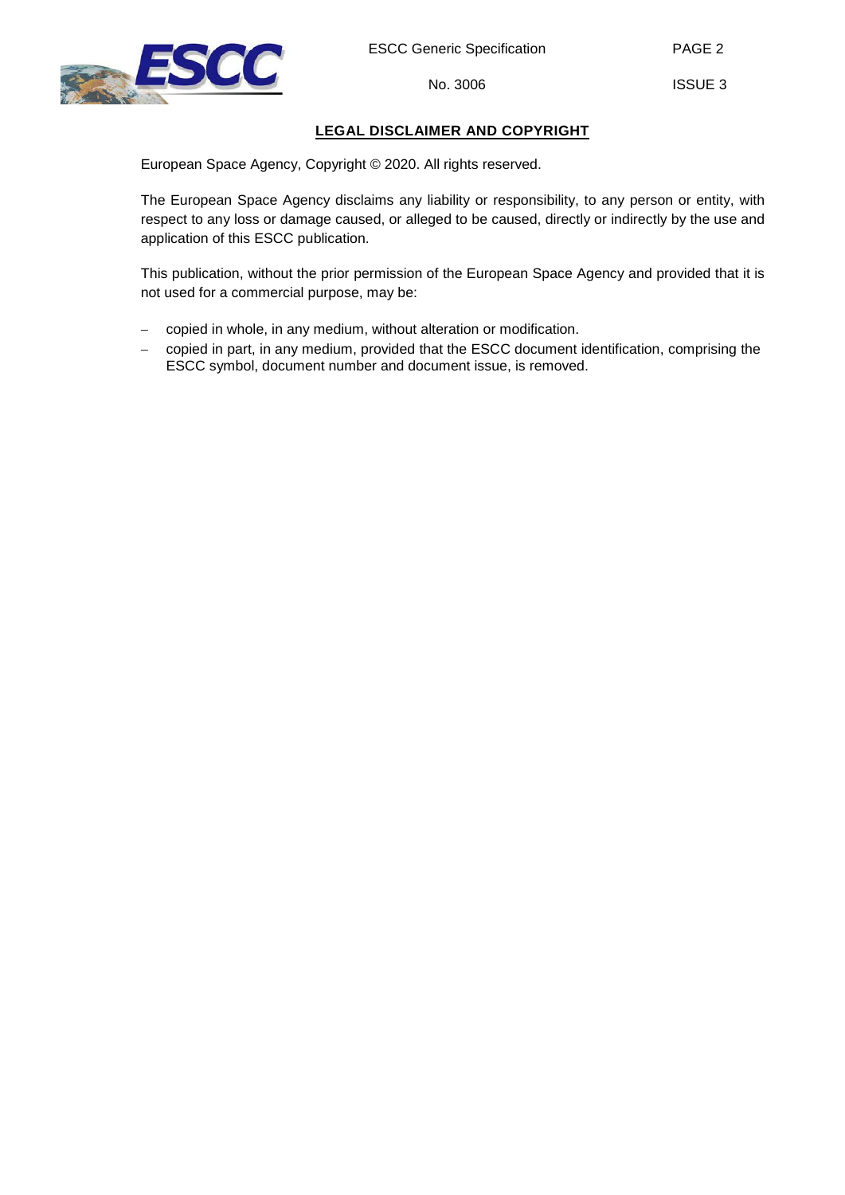## LEGAL DISCLAIMER AND COPYRIGHT

European Space Agency, Copyright © 2020. All rights reserved.

The European Space Agency disclaims any liability or responsibility, to any person or entity, with respect to any loss or damage caused, or alleged to be caused, directly or indirectly by the use and application of this ESCC publication.

This publication, without the prior permission of the European Space Agency and provided that it is not used for a commercial purpose, may be:

- copied in whole, in any medium, without alteration or modification.
- copied in part, in any medium, provided that the ESCC document identification, comprising the ESCC symbol, document number and document issue, is removed.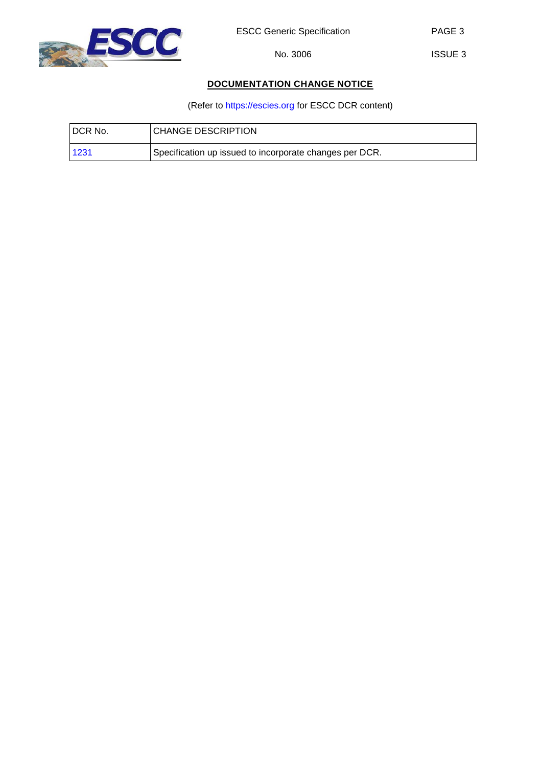## DOCUMENTATION CHANGE NOTICE

(Refer to https://escies.org for ESCC DCR content)

| DCR No. | CHANGE DESCRIPTION |
| --- | --- |
| 1231 | Specification up issued to incorporate changes per DCR. |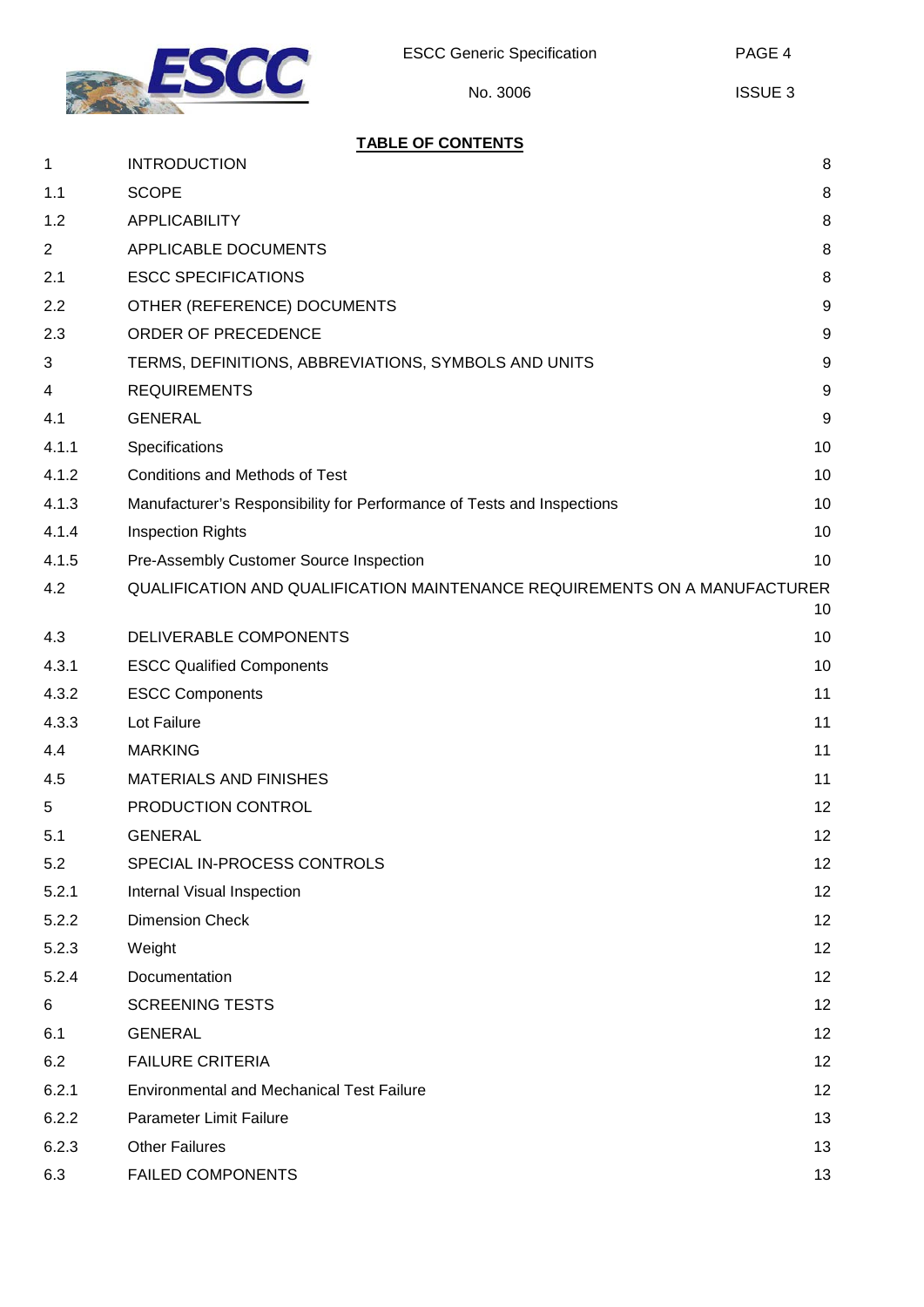## TABLE OF CONTENTS

| | | |
|---|---|---|
| 1 | INTRODUCTION | 8 |
| 1.1 | SCOPE | 8 |
| 1.2 | APPLICABILITY | 8 |
| 2 | APPLICABLE DOCUMENTS | 8 |
| 2.1 | ESCC SPECIFICATIONS | 8 |
| 2.2 | OTHER (REFERENCE) DOCUMENTS | 9 |
| 2.3 | ORDER OF PRECEDENCE | 9 |
| 3 | TERMS, DEFINITIONS, ABBREVIATIONS, SYMBOLS AND UNITS | 9 |
| 4 | REQUIREMENTS | 9 |
| 4.1 | GENERAL | 9 |
| 4.1.1 | Specifications | 10 |
| 4.1.2 | Conditions and Methods of Test | 10 |
| 4.1.3 | Manufacturer's Responsibility for Performance of Tests and Inspections | 10 |
| 4.1.4 | Inspection Rights | 10 |
| 4.1.5 | Pre-Assembly Customer Source Inspection | 10 |
| 4.2 | QUALIFICATION AND QUALIFICATION MAINTENANCE REQUIREMENTS ON A MANUFACTURER | 10 |
| 4.3 | DELIVERABLE COMPONENTS | 10 |
| 4.3.1 | ESCC Qualified Components | 10 |
| 4.3.2 | ESCC Components | 11 |
| 4.3.3 | Lot Failure | 11 |
| 4.4 | MARKING | 11 |
| 4.5 | MATERIALS AND FINISHES | 11 |
| 5 | PRODUCTION CONTROL | 12 |
| 5.1 | GENERAL | 12 |
| 5.2 | SPECIAL IN-PROCESS CONTROLS | 12 |
| 5.2.1 | Internal Visual Inspection | 12 |
| 5.2.2 | Dimension Check | 12 |
| 5.2.3 | Weight | 12 |
| 5.2.4 | Documentation | 12 |
| 6 | SCREENING TESTS | 12 |
| 6.1 | GENERAL | 12 |
| 6.2 | FAILURE CRITERIA | 12 |
| 6.2.1 | Environmental and Mechanical Test Failure | 12 |
| 6.2.2 | Parameter Limit Failure | 13 |
| 6.2.3 | Other Failures | 13 |
| 6.3 | FAILED COMPONENTS | 13 |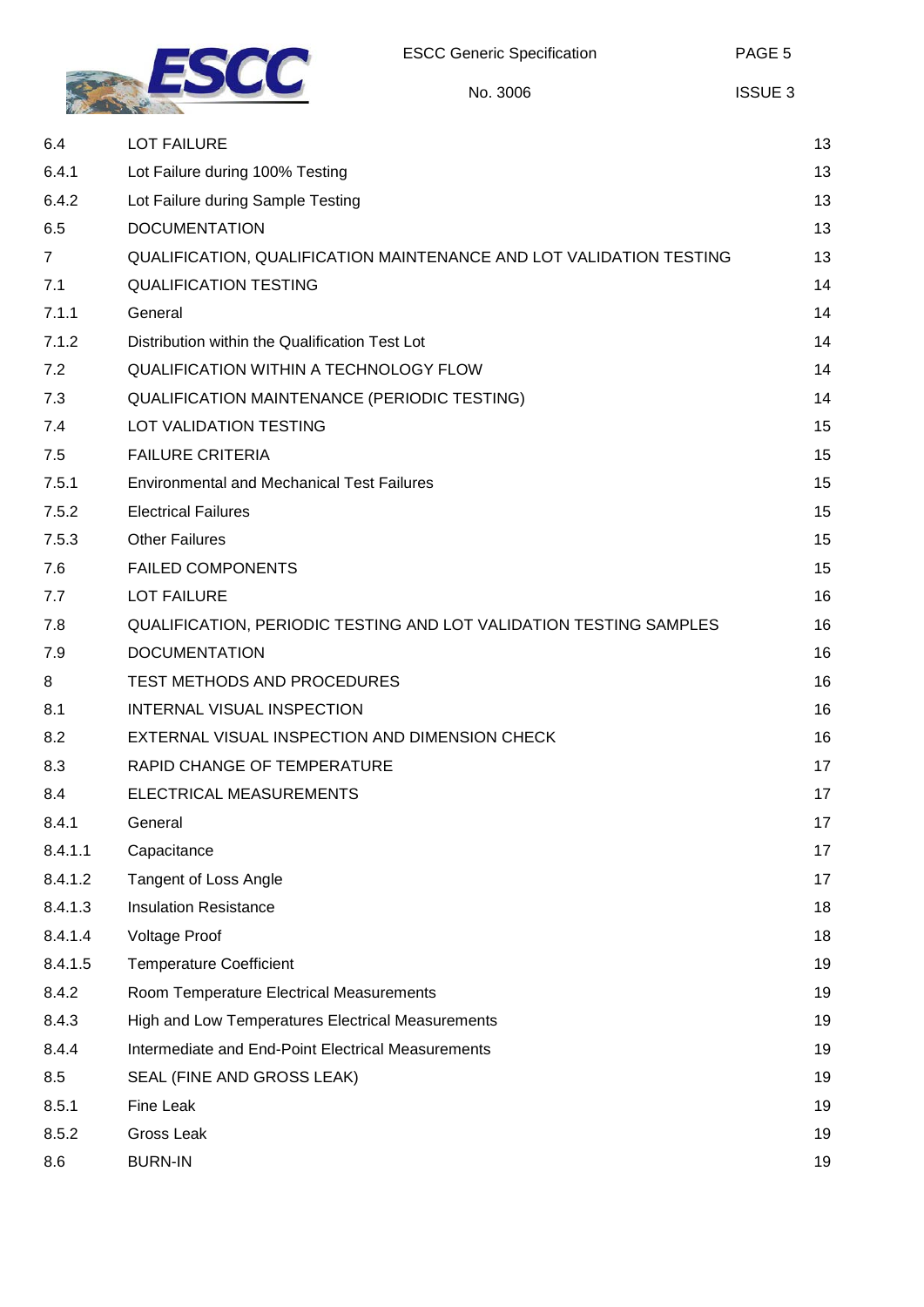| | | |
|---|---|---|
| 6.4 | LOT FAILURE | 13 |
| 6.4.1 | Lot Failure during 100% Testing | 13 |
| 6.4.2 | Lot Failure during Sample Testing | 13 |
| 6.5 | DOCUMENTATION | 13 |
| 7 | QUALIFICATION, QUALIFICATION MAINTENANCE AND LOT VALIDATION TESTING | 13 |
| 7.1 | QUALIFICATION TESTING | 14 |
| 7.1.1 | General | 14 |
| 7.1.2 | Distribution within the Qualification Test Lot | 14 |
| 7.2 | QUALIFICATION WITHIN A TECHNOLOGY FLOW | 14 |
| 7.3 | QUALIFICATION MAINTENANCE (PERIODIC TESTING) | 14 |
| 7.4 | LOT VALIDATION TESTING | 15 |
| 7.5 | FAILURE CRITERIA | 15 |
| 7.5.1 | Environmental and Mechanical Test Failures | 15 |
| 7.5.2 | Electrical Failures | 15 |
| 7.5.3 | Other Failures | 15 |
| 7.6 | FAILED COMPONENTS | 15 |
| 7.7 | LOT FAILURE | 16 |
| 7.8 | QUALIFICATION, PERIODIC TESTING AND LOT VALIDATION TESTING SAMPLES | 16 |
| 7.9 | DOCUMENTATION | 16 |
| 8 | TEST METHODS AND PROCEDURES | 16 |
| 8.1 | INTERNAL VISUAL INSPECTION | 16 |
| 8.2 | EXTERNAL VISUAL INSPECTION AND DIMENSION CHECK | 16 |
| 8.3 | RAPID CHANGE OF TEMPERATURE | 17 |
| 8.4 | ELECTRICAL MEASUREMENTS | 17 |
| 8.4.1 | General | 17 |
| 8.4.1.1 | Capacitance | 17 |
| 8.4.1.2 | Tangent of Loss Angle | 17 |
| 8.4.1.3 | Insulation Resistance | 18 |
| 8.4.1.4 | Voltage Proof | 18 |
| 8.4.1.5 | Temperature Coefficient | 19 |
| 8.4.2 | Room Temperature Electrical Measurements | 19 |
| 8.4.3 | High and Low Temperatures Electrical Measurements | 19 |
| 8.4.4 | Intermediate and End-Point Electrical Measurements | 19 |
| 8.5 | SEAL (FINE AND GROSS LEAK) | 19 |
| 8.5.1 | Fine Leak | 19 |
| 8.5.2 | Gross Leak | 19 |
| 8.6 | BURN-IN | 19 |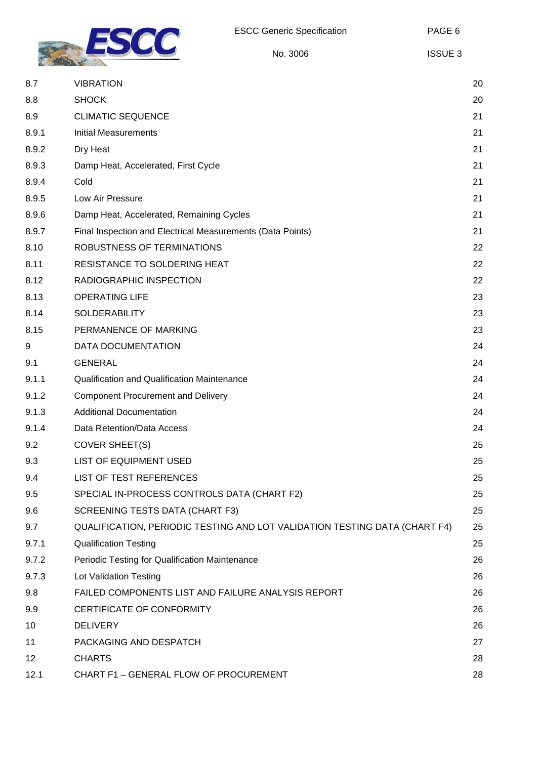| | | |
|---|---|---|
| 8.7 | VIBRATION | 20 |
| 8.8 | SHOCK | 20 |
| 8.9 | CLIMATIC SEQUENCE | 21 |
| 8.9.1 | Initial Measurements | 21 |
| 8.9.2 | Dry Heat | 21 |
| 8.9.3 | Damp Heat, Accelerated, First Cycle | 21 |
| 8.9.4 | Cold | 21 |
| 8.9.5 | Low Air Pressure | 21 |
| 8.9.6 | Damp Heat, Accelerated, Remaining Cycles | 21 |
| 8.9.7 | Final Inspection and Electrical Measurements (Data Points) | 21 |
| 8.10 | ROBUSTNESS OF TERMINATIONS | 22 |
| 8.11 | RESISTANCE TO SOLDERING HEAT | 22 |
| 8.12 | RADIOGRAPHIC INSPECTION | 22 |
| 8.13 | OPERATING LIFE | 23 |
| 8.14 | SOLDERABILITY | 23 |
| 8.15 | PERMANENCE OF MARKING | 23 |
| 9 | DATA DOCUMENTATION | 24 |
| 9.1 | GENERAL | 24 |
| 9.1.1 | Qualification and Qualification Maintenance | 24 |
| 9.1.2 | Component Procurement and Delivery | 24 |
| 9.1.3 | Additional Documentation | 24 |
| 9.1.4 | Data Retention/Data Access | 24 |
| 9.2 | COVER SHEET(S) | 25 |
| 9.3 | LIST OF EQUIPMENT USED | 25 |
| 9.4 | LIST OF TEST REFERENCES | 25 |
| 9.5 | SPECIAL IN-PROCESS CONTROLS DATA (CHART F2) | 25 |
| 9.6 | SCREENING TESTS DATA (CHART F3) | 25 |
| 9.7 | QUALIFICATION, PERIODIC TESTING AND LOT VALIDATION TESTING DATA (CHART F4) | 25 |
| 9.7.1 | Qualification Testing | 25 |
| 9.7.2 | Periodic Testing for Qualification Maintenance | 26 |
| 9.7.3 | Lot Validation Testing | 26 |
| 9.8 | FAILED COMPONENTS LIST AND FAILURE ANALYSIS REPORT | 26 |
| 9.9 | CERTIFICATE OF CONFORMITY | 26 |
| 10 | DELIVERY | 26 |
| 11 | PACKAGING AND DESPATCH | 27 |
| 12 | CHARTS | 28 |
| 12.1 | CHART F1 – GENERAL FLOW OF PROCUREMENT | 28 |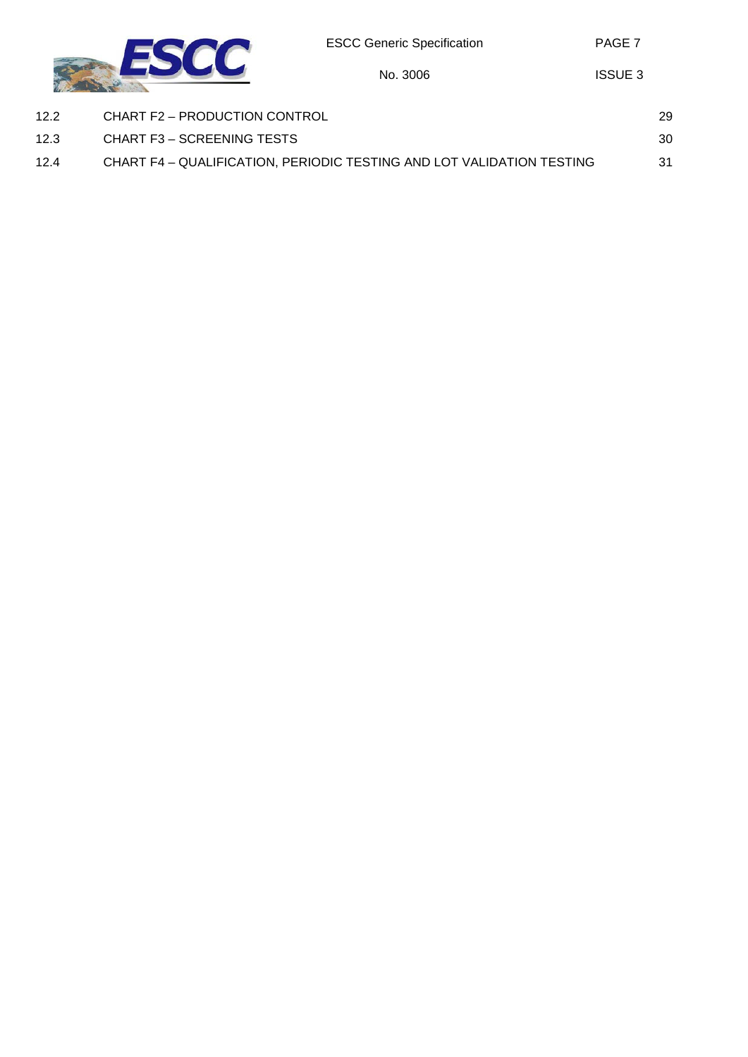| | | |
|---|---|---|
| 12.2 | CHART F2 – PRODUCTION CONTROL | 29 |
| 12.3 | CHART F3 – SCREENING TESTS | 30 |
| 12.4 | CHART F4 – QUALIFICATION, PERIODIC TESTING AND LOT VALIDATION TESTING | 31 |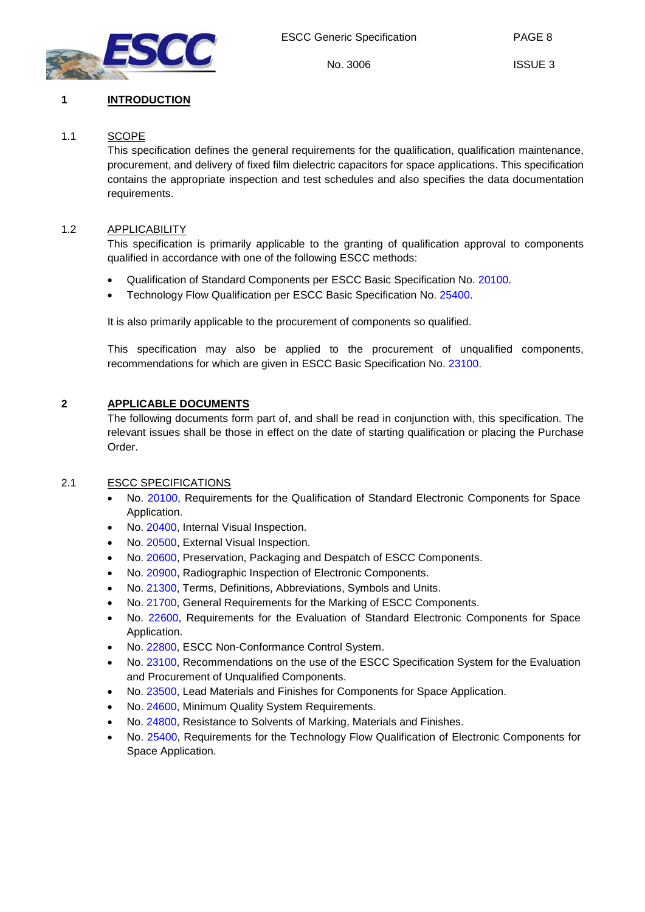# 1 INTRODUCTION

## 1.1 SCOPE

This specification defines the general requirements for the qualification, qualification maintenance, procurement, and delivery of fixed film dielectric capacitors for space applications. This specification contains the appropriate inspection and test schedules and also specifies the data documentation requirements.

## 1.2 APPLICABILITY

This specification is primarily applicable to the granting of qualification approval to components qualified in accordance with one of the following ESCC methods:

- Qualification of Standard Components per ESCC Basic Specification No. 20100.
- Technology Flow Qualification per ESCC Basic Specification No. 25400.

It is also primarily applicable to the procurement of components so qualified.

This specification may also be applied to the procurement of unqualified components, recommendations for which are given in ESCC Basic Specification No. 23100.

# 2 APPLICABLE DOCUMENTS

The following documents form part of, and shall be read in conjunction with, this specification. The relevant issues shall be those in effect on the date of starting qualification or placing the Purchase Order.

## 2.1 ESCC SPECIFICATIONS

- No. 20100, Requirements for the Qualification of Standard Electronic Components for Space Application.
- No. 20400, Internal Visual Inspection.
- No. 20500, External Visual Inspection.
- No. 20600, Preservation, Packaging and Despatch of ESCC Components.
- No. 20900, Radiographic Inspection of Electronic Components.
- No. 21300, Terms, Definitions, Abbreviations, Symbols and Units.
- No. 21700, General Requirements for the Marking of ESCC Components.
- No. 22600, Requirements for the Evaluation of Standard Electronic Components for Space Application.
- No. 22800, ESCC Non-Conformance Control System.
- No. 23100, Recommendations on the use of the ESCC Specification System for the Evaluation and Procurement of Unqualified Components.
- No. 23500, Lead Materials and Finishes for Components for Space Application.
- No. 24600, Minimum Quality System Requirements.
- No. 24800, Resistance to Solvents of Marking, Materials and Finishes.
- No. 25400, Requirements for the Technology Flow Qualification of Electronic Components for Space Application.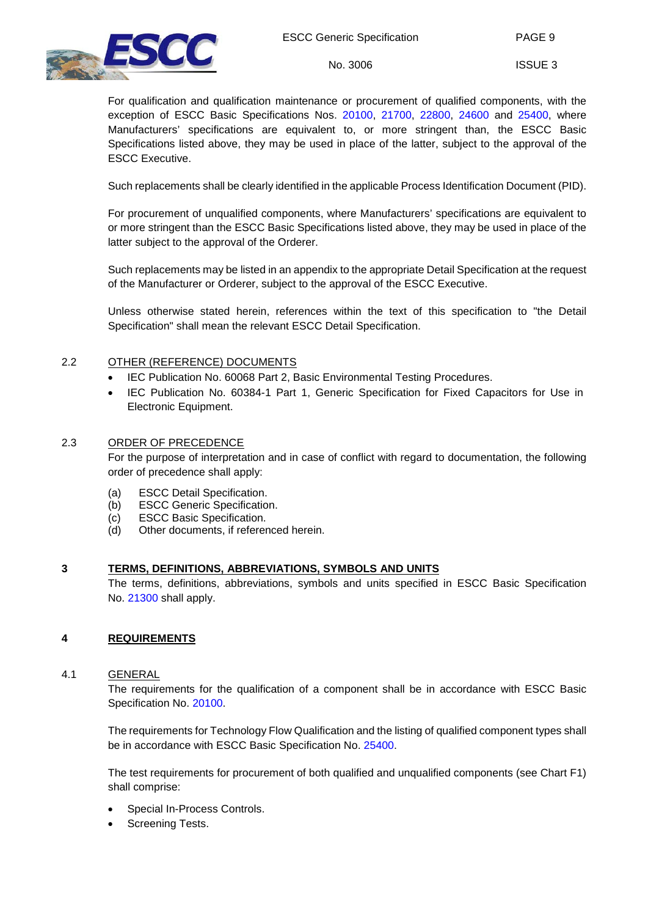For qualification and qualification maintenance or procurement of qualified components, with the exception of ESCC Basic Specifications Nos. 20100, 21700, 22800, 24600 and 25400, where Manufacturers' specifications are equivalent to, or more stringent than, the ESCC Basic Specifications listed above, they may be used in place of the latter, subject to the approval of the ESCC Executive.

Such replacements shall be clearly identified in the applicable Process Identification Document (PID).

For procurement of unqualified components, where Manufacturers' specifications are equivalent to or more stringent than the ESCC Basic Specifications listed above, they may be used in place of the latter subject to the approval of the Orderer.

Such replacements may be listed in an appendix to the appropriate Detail Specification at the request of the Manufacturer or Orderer, subject to the approval of the ESCC Executive.

Unless otherwise stated herein, references within the text of this specification to "the Detail Specification" shall mean the relevant ESCC Detail Specification.

### 2.2 OTHER (REFERENCE) DOCUMENTS

- IEC Publication No. 60068 Part 2, Basic Environmental Testing Procedures.
- IEC Publication No. 60384-1 Part 1, Generic Specification for Fixed Capacitors for Use in Electronic Equipment.

### 2.3 ORDER OF PRECEDENCE

For the purpose of interpretation and in case of conflict with regard to documentation, the following order of precedence shall apply:

(a) ESCC Detail Specification.
(b) ESCC Generic Specification.
(c) ESCC Basic Specification.
(d) Other documents, if referenced herein.

## 3 TERMS, DEFINITIONS, ABBREVIATIONS, SYMBOLS AND UNITS

The terms, definitions, abbreviations, symbols and units specified in ESCC Basic Specification No. 21300 shall apply.

## 4 REQUIREMENTS

### 4.1 GENERAL

The requirements for the qualification of a component shall be in accordance with ESCC Basic Specification No. 20100.

The requirements for Technology Flow Qualification and the listing of qualified component types shall be in accordance with ESCC Basic Specification No. 25400.

The test requirements for procurement of both qualified and unqualified components (see Chart F1) shall comprise:

- Special In-Process Controls.
- Screening Tests.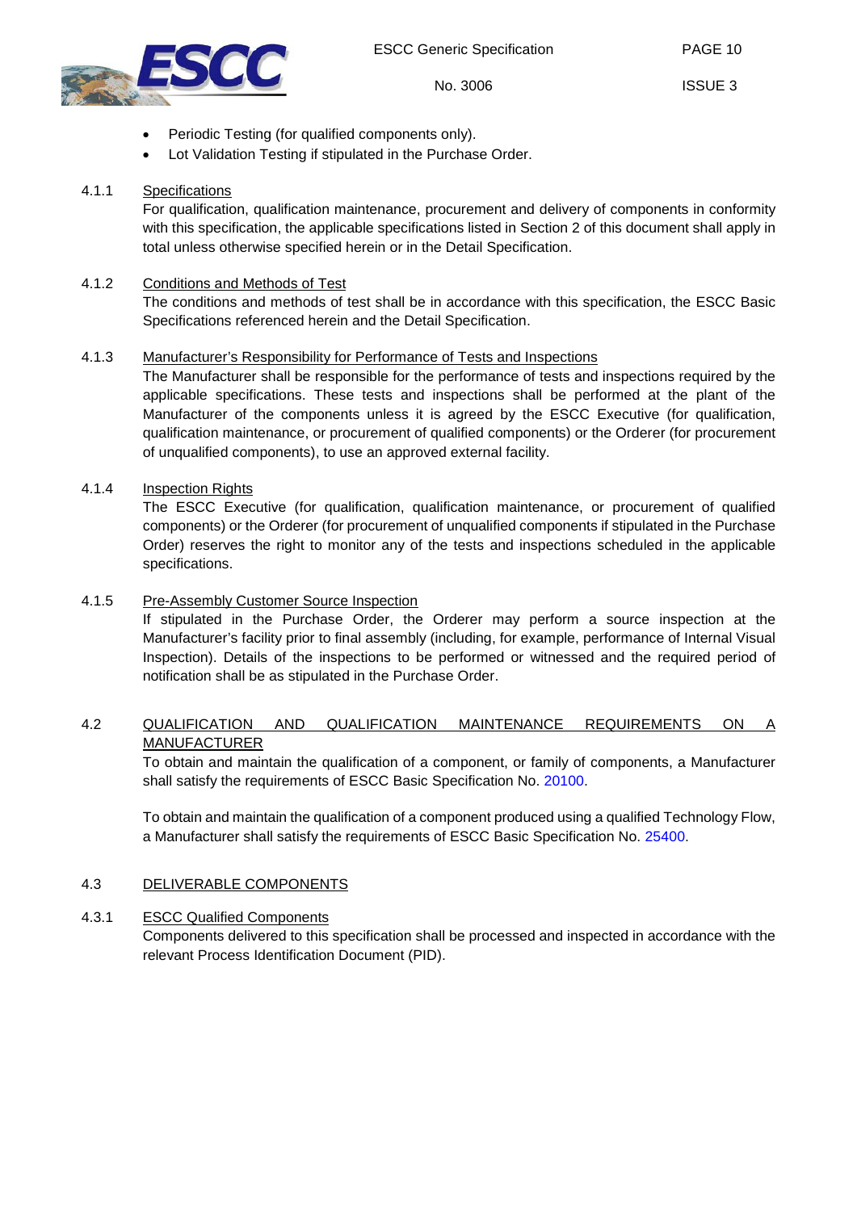- Periodic Testing (for qualified components only).
- Lot Validation Testing if stipulated in the Purchase Order.

#### 4.1.1 Specifications

For qualification, qualification maintenance, procurement and delivery of components in conformity with this specification, the applicable specifications listed in Section 2 of this document shall apply in total unless otherwise specified herein or in the Detail Specification.

#### 4.1.2 Conditions and Methods of Test

The conditions and methods of test shall be in accordance with this specification, the ESCC Basic Specifications referenced herein and the Detail Specification.

#### 4.1.3 Manufacturer's Responsibility for Performance of Tests and Inspections

The Manufacturer shall be responsible for the performance of tests and inspections required by the applicable specifications. These tests and inspections shall be performed at the plant of the Manufacturer of the components unless it is agreed by the ESCC Executive (for qualification, qualification maintenance, or procurement of qualified components) or the Orderer (for procurement of unqualified components), to use an approved external facility.

#### 4.1.4 Inspection Rights

The ESCC Executive (for qualification, qualification maintenance, or procurement of qualified components) or the Orderer (for procurement of unqualified components if stipulated in the Purchase Order) reserves the right to monitor any of the tests and inspections scheduled in the applicable specifications.

#### 4.1.5 Pre-Assembly Customer Source Inspection

If stipulated in the Purchase Order, the Orderer may perform a source inspection at the Manufacturer's facility prior to final assembly (including, for example, performance of Internal Visual Inspection). Details of the inspections to be performed or witnessed and the required period of notification shall be as stipulated in the Purchase Order.

### 4.2 QUALIFICATION AND QUALIFICATION MAINTENANCE REQUIREMENTS ON A MANUFACTURER

To obtain and maintain the qualification of a component, or family of components, a Manufacturer shall satisfy the requirements of ESCC Basic Specification No. 20100.

To obtain and maintain the qualification of a component produced using a qualified Technology Flow, a Manufacturer shall satisfy the requirements of ESCC Basic Specification No. 25400.

### 4.3 DELIVERABLE COMPONENTS

#### 4.3.1 ESCC Qualified Components

Components delivered to this specification shall be processed and inspected in accordance with the relevant Process Identification Document (PID).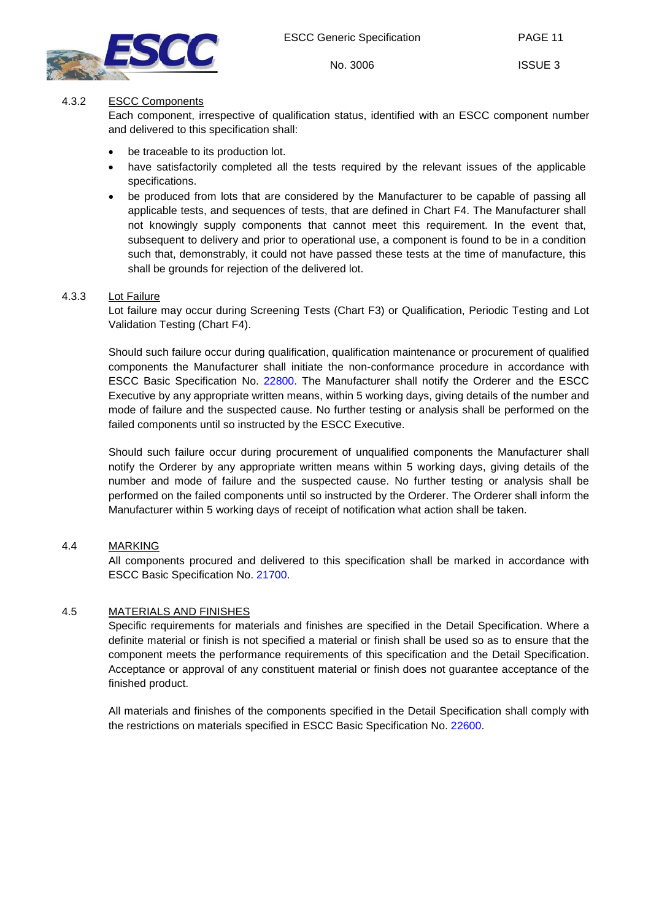### 4.3.2 ESCC Components

Each component, irrespective of qualification status, identified with an ESCC component number and delivered to this specification shall:

- be traceable to its production lot.
- have satisfactorily completed all the tests required by the relevant issues of the applicable specifications.
- be produced from lots that are considered by the Manufacturer to be capable of passing all applicable tests, and sequences of tests, that are defined in Chart F4. The Manufacturer shall not knowingly supply components that cannot meet this requirement. In the event that, subsequent to delivery and prior to operational use, a component is found to be in a condition such that, demonstrably, it could not have passed these tests at the time of manufacture, this shall be grounds for rejection of the delivered lot.

### 4.3.3 Lot Failure

Lot failure may occur during Screening Tests (Chart F3) or Qualification, Periodic Testing and Lot Validation Testing (Chart F4).

Should such failure occur during qualification, qualification maintenance or procurement of qualified components the Manufacturer shall initiate the non-conformance procedure in accordance with ESCC Basic Specification No. 22800. The Manufacturer shall notify the Orderer and the ESCC Executive by any appropriate written means, within 5 working days, giving details of the number and mode of failure and the suspected cause. No further testing or analysis shall be performed on the failed components until so instructed by the ESCC Executive.

Should such failure occur during procurement of unqualified components the Manufacturer shall notify the Orderer by any appropriate written means within 5 working days, giving details of the number and mode of failure and the suspected cause. No further testing or analysis shall be performed on the failed components until so instructed by the Orderer. The Orderer shall inform the Manufacturer within 5 working days of receipt of notification what action shall be taken.

## 4.4 MARKING

All components procured and delivered to this specification shall be marked in accordance with ESCC Basic Specification No. 21700.

## 4.5 MATERIALS AND FINISHES

Specific requirements for materials and finishes are specified in the Detail Specification. Where a definite material or finish is not specified a material or finish shall be used so as to ensure that the component meets the performance requirements of this specification and the Detail Specification. Acceptance or approval of any constituent material or finish does not guarantee acceptance of the finished product.

All materials and finishes of the components specified in the Detail Specification shall comply with the restrictions on materials specified in ESCC Basic Specification No. 22600.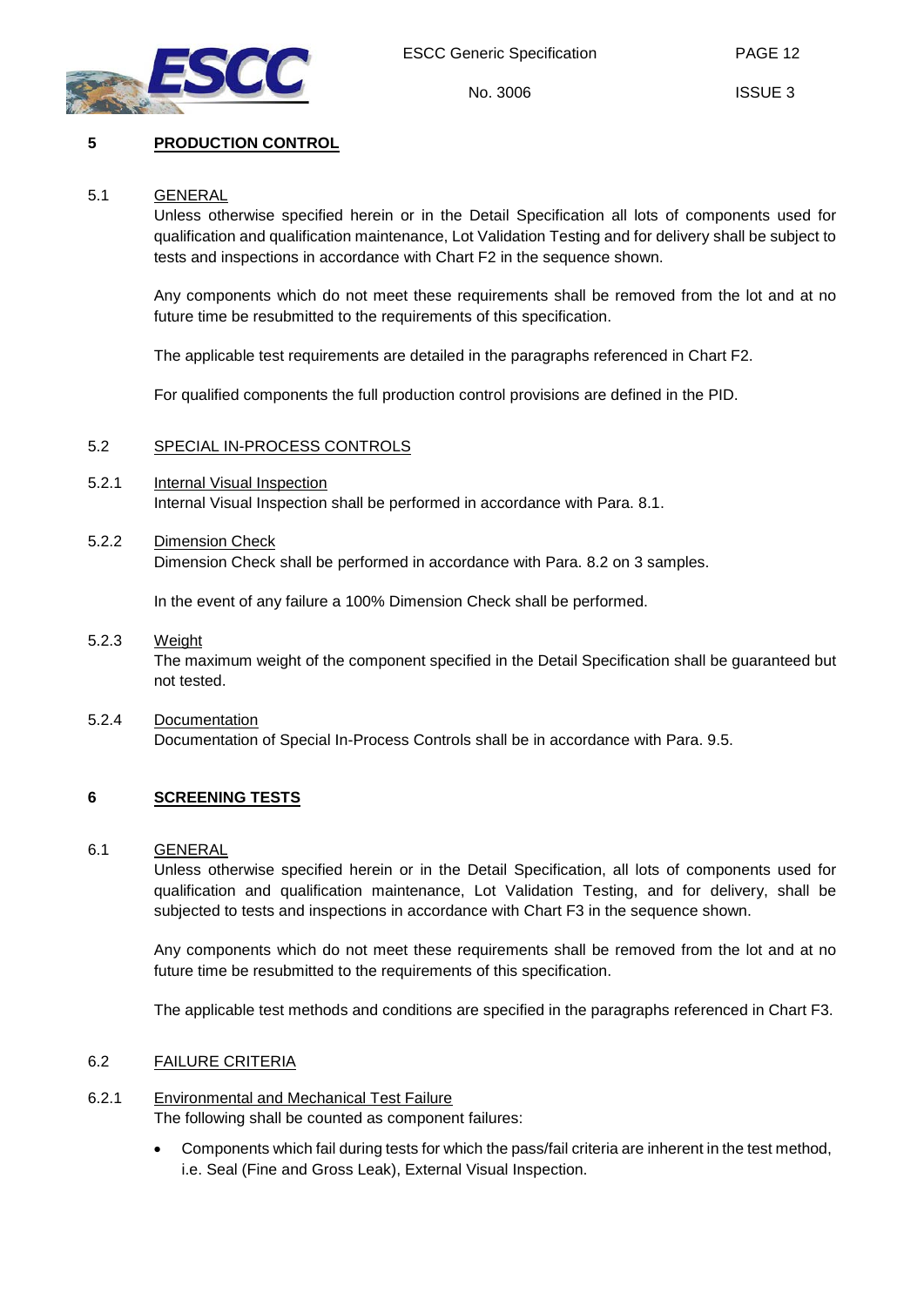## 5 PRODUCTION CONTROL

### 5.1 GENERAL

Unless otherwise specified herein or in the Detail Specification all lots of components used for qualification and qualification maintenance, Lot Validation Testing and for delivery shall be subject to tests and inspections in accordance with Chart F2 in the sequence shown.

Any components which do not meet these requirements shall be removed from the lot and at no future time be resubmitted to the requirements of this specification.

The applicable test requirements are detailed in the paragraphs referenced in Chart F2.

For qualified components the full production control provisions are defined in the PID.

### 5.2 SPECIAL IN-PROCESS CONTROLS

#### 5.2.1 Internal Visual Inspection

Internal Visual Inspection shall be performed in accordance with Para. 8.1.

#### 5.2.2 Dimension Check

Dimension Check shall be performed in accordance with Para. 8.2 on 3 samples.

In the event of any failure a 100% Dimension Check shall be performed.

#### 5.2.3 Weight

The maximum weight of the component specified in the Detail Specification shall be guaranteed but not tested.

#### 5.2.4 Documentation

Documentation of Special In-Process Controls shall be in accordance with Para. 9.5.

## 6 SCREENING TESTS

### 6.1 GENERAL

Unless otherwise specified herein or in the Detail Specification, all lots of components used for qualification and qualification maintenance, Lot Validation Testing, and for delivery, shall be subjected to tests and inspections in accordance with Chart F3 in the sequence shown.

Any components which do not meet these requirements shall be removed from the lot and at no future time be resubmitted to the requirements of this specification.

The applicable test methods and conditions are specified in the paragraphs referenced in Chart F3.

### 6.2 FAILURE CRITERIA

#### 6.2.1 Environmental and Mechanical Test Failure

The following shall be counted as component failures:

- Components which fail during tests for which the pass/fail criteria are inherent in the test method, i.e. Seal (Fine and Gross Leak), External Visual Inspection.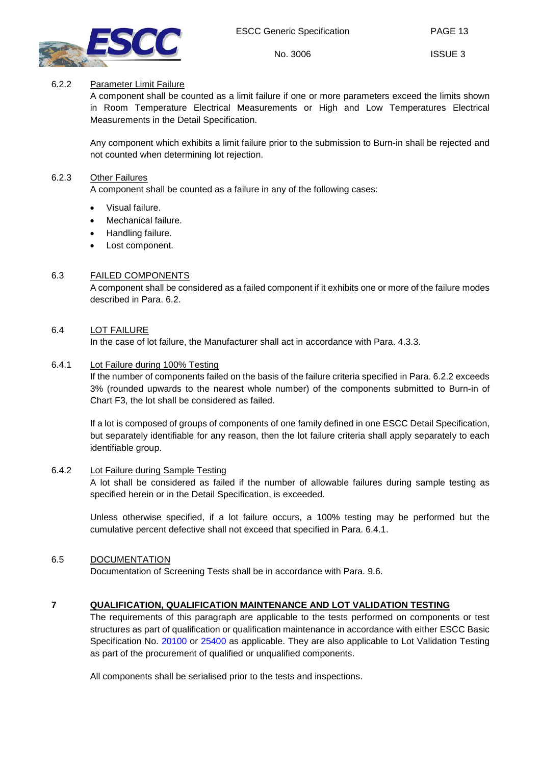#### 6.2.2 Parameter Limit Failure

A component shall be counted as a limit failure if one or more parameters exceed the limits shown in Room Temperature Electrical Measurements or High and Low Temperatures Electrical Measurements in the Detail Specification.

Any component which exhibits a limit failure prior to the submission to Burn-in shall be rejected and not counted when determining lot rejection.

#### 6.2.3 Other Failures

A component shall be counted as a failure in any of the following cases:

- Visual failure.
- Mechanical failure.
- Handling failure.
- Lost component.

### 6.3 FAILED COMPONENTS

A component shall be considered as a failed component if it exhibits one or more of the failure modes described in Para. 6.2.

### 6.4 LOT FAILURE

In the case of lot failure, the Manufacturer shall act in accordance with Para. 4.3.3.

#### 6.4.1 Lot Failure during 100% Testing

If the number of components failed on the basis of the failure criteria specified in Para. 6.2.2 exceeds 3% (rounded upwards to the nearest whole number) of the components submitted to Burn-in of Chart F3, the lot shall be considered as failed.

If a lot is composed of groups of components of one family defined in one ESCC Detail Specification, but separately identifiable for any reason, then the lot failure criteria shall apply separately to each identifiable group.

#### 6.4.2 Lot Failure during Sample Testing

A lot shall be considered as failed if the number of allowable failures during sample testing as specified herein or in the Detail Specification, is exceeded.

Unless otherwise specified, if a lot failure occurs, a 100% testing may be performed but the cumulative percent defective shall not exceed that specified in Para. 6.4.1.

### 6.5 DOCUMENTATION

Documentation of Screening Tests shall be in accordance with Para. 9.6.

## 7 QUALIFICATION, QUALIFICATION MAINTENANCE AND LOT VALIDATION TESTING

The requirements of this paragraph are applicable to the tests performed on components or test structures as part of qualification or qualification maintenance in accordance with either ESCC Basic Specification No. 20100 or 25400 as applicable. They are also applicable to Lot Validation Testing as part of the procurement of qualified or unqualified components.

All components shall be serialised prior to the tests and inspections.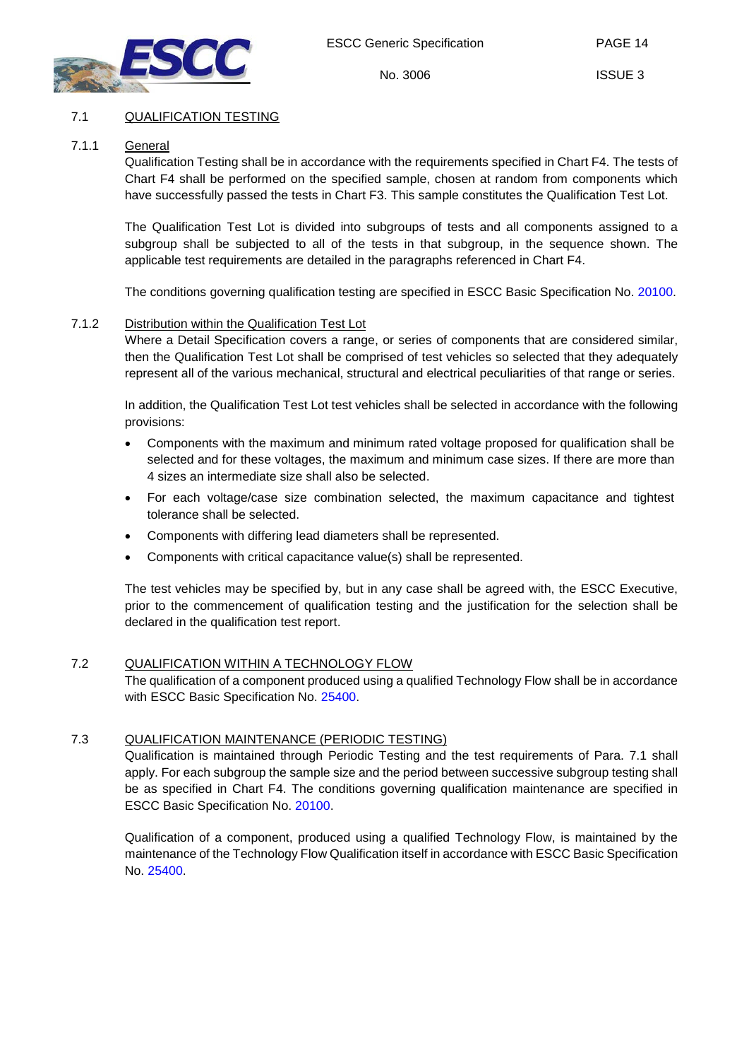## 7.1 QUALIFICATION TESTING

### 7.1.1 General

Qualification Testing shall be in accordance with the requirements specified in Chart F4. The tests of Chart F4 shall be performed on the specified sample, chosen at random from components which have successfully passed the tests in Chart F3. This sample constitutes the Qualification Test Lot.

The Qualification Test Lot is divided into subgroups of tests and all components assigned to a subgroup shall be subjected to all of the tests in that subgroup, in the sequence shown. The applicable test requirements are detailed in the paragraphs referenced in Chart F4.

The conditions governing qualification testing are specified in ESCC Basic Specification No. 20100.

### 7.1.2 Distribution within the Qualification Test Lot

Where a Detail Specification covers a range, or series of components that are considered similar, then the Qualification Test Lot shall be comprised of test vehicles so selected that they adequately represent all of the various mechanical, structural and electrical peculiarities of that range or series.

In addition, the Qualification Test Lot test vehicles shall be selected in accordance with the following provisions:

- Components with the maximum and minimum rated voltage proposed for qualification shall be selected and for these voltages, the maximum and minimum case sizes. If there are more than 4 sizes an intermediate size shall also be selected.
- For each voltage/case size combination selected, the maximum capacitance and tightest tolerance shall be selected.
- Components with differing lead diameters shall be represented.
- Components with critical capacitance value(s) shall be represented.

The test vehicles may be specified by, but in any case shall be agreed with, the ESCC Executive, prior to the commencement of qualification testing and the justification for the selection shall be declared in the qualification test report.

## 7.2 QUALIFICATION WITHIN A TECHNOLOGY FLOW

The qualification of a component produced using a qualified Technology Flow shall be in accordance with ESCC Basic Specification No. 25400.

## 7.3 QUALIFICATION MAINTENANCE (PERIODIC TESTING)

Qualification is maintained through Periodic Testing and the test requirements of Para. 7.1 shall apply. For each subgroup the sample size and the period between successive subgroup testing shall be as specified in Chart F4. The conditions governing qualification maintenance are specified in ESCC Basic Specification No. 20100.

Qualification of a component, produced using a qualified Technology Flow, is maintained by the maintenance of the Technology Flow Qualification itself in accordance with ESCC Basic Specification No. 25400.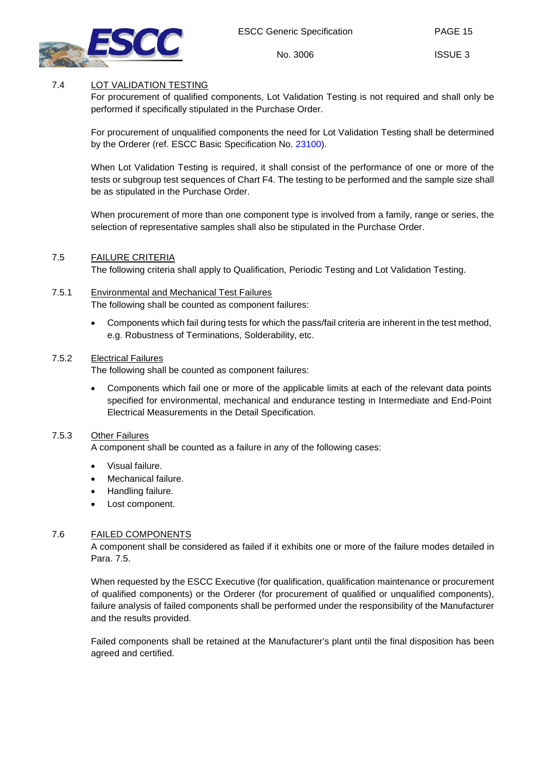## 7.4 LOT VALIDATION TESTING

For procurement of qualified components, Lot Validation Testing is not required and shall only be performed if specifically stipulated in the Purchase Order.

For procurement of unqualified components the need for Lot Validation Testing shall be determined by the Orderer (ref. ESCC Basic Specification No. 23100).

When Lot Validation Testing is required, it shall consist of the performance of one or more of the tests or subgroup test sequences of Chart F4. The testing to be performed and the sample size shall be as stipulated in the Purchase Order.

When procurement of more than one component type is involved from a family, range or series, the selection of representative samples shall also be stipulated in the Purchase Order.

## 7.5 FAILURE CRITERIA

The following criteria shall apply to Qualification, Periodic Testing and Lot Validation Testing.

### 7.5.1 Environmental and Mechanical Test Failures

The following shall be counted as component failures:

- Components which fail during tests for which the pass/fail criteria are inherent in the test method, e.g. Robustness of Terminations, Solderability, etc.

### 7.5.2 Electrical Failures

The following shall be counted as component failures:

- Components which fail one or more of the applicable limits at each of the relevant data points specified for environmental, mechanical and endurance testing in Intermediate and End-Point Electrical Measurements in the Detail Specification.

### 7.5.3 Other Failures

A component shall be counted as a failure in any of the following cases:

- Visual failure.
- Mechanical failure.
- Handling failure.
- Lost component.

## 7.6 FAILED COMPONENTS

A component shall be considered as failed if it exhibits one or more of the failure modes detailed in Para. 7.5.

When requested by the ESCC Executive (for qualification, qualification maintenance or procurement of qualified components) or the Orderer (for procurement of qualified or unqualified components), failure analysis of failed components shall be performed under the responsibility of the Manufacturer and the results provided.

Failed components shall be retained at the Manufacturer's plant until the final disposition has been agreed and certified.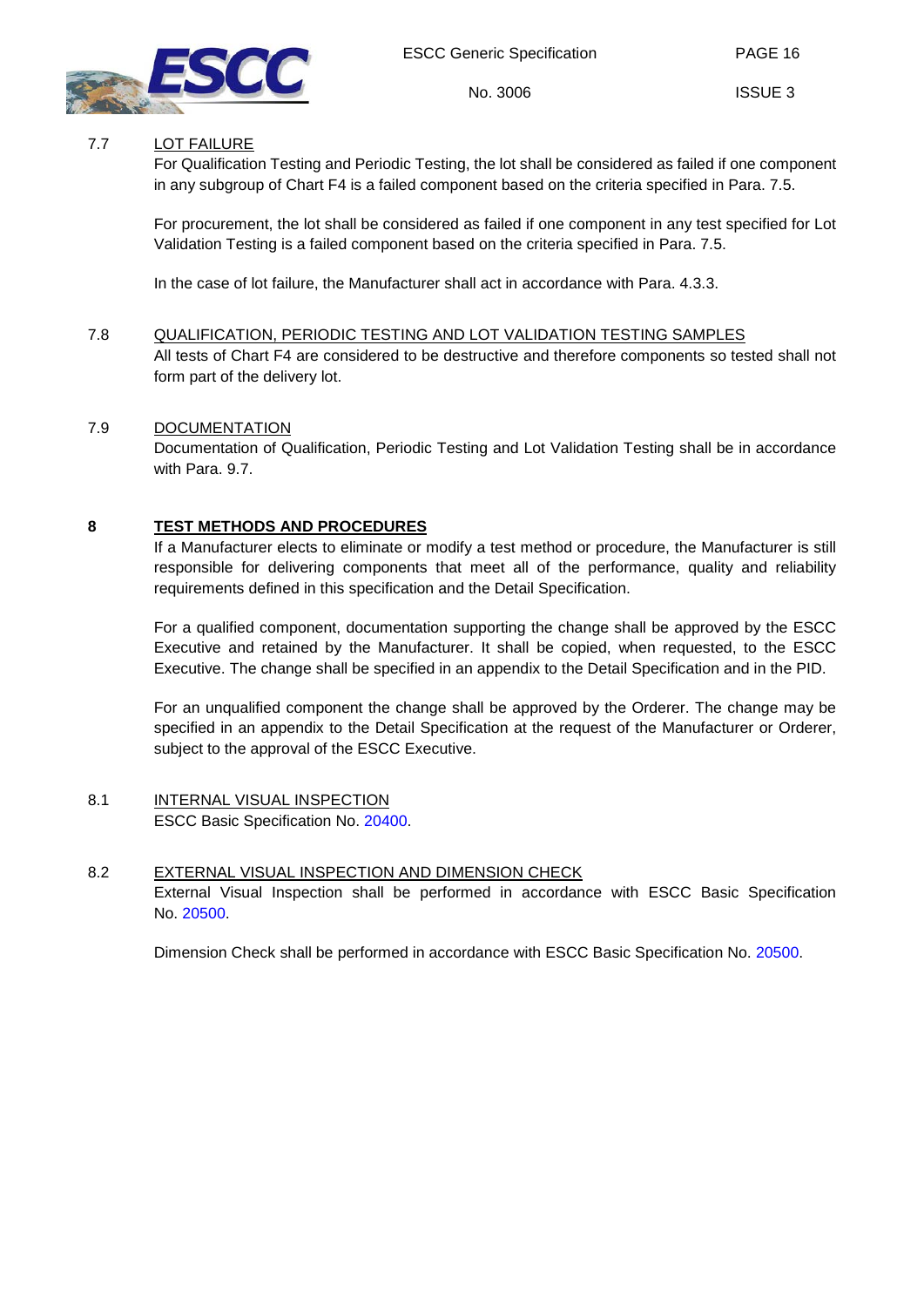### 7.7 LOT FAILURE

For Qualification Testing and Periodic Testing, the lot shall be considered as failed if one component in any subgroup of Chart F4 is a failed component based on the criteria specified in Para. 7.5.

For procurement, the lot shall be considered as failed if one component in any test specified for Lot Validation Testing is a failed component based on the criteria specified in Para. 7.5.

In the case of lot failure, the Manufacturer shall act in accordance with Para. 4.3.3.

### 7.8 QUALIFICATION, PERIODIC TESTING AND LOT VALIDATION TESTING SAMPLES

All tests of Chart F4 are considered to be destructive and therefore components so tested shall not form part of the delivery lot.

### 7.9 DOCUMENTATION

Documentation of Qualification, Periodic Testing and Lot Validation Testing shall be in accordance with Para. 9.7.

## 8 TEST METHODS AND PROCEDURES

If a Manufacturer elects to eliminate or modify a test method or procedure, the Manufacturer is still responsible for delivering components that meet all of the performance, quality and reliability requirements defined in this specification and the Detail Specification.

For a qualified component, documentation supporting the change shall be approved by the ESCC Executive and retained by the Manufacturer. It shall be copied, when requested, to the ESCC Executive. The change shall be specified in an appendix to the Detail Specification and in the PID.

For an unqualified component the change shall be approved by the Orderer. The change may be specified in an appendix to the Detail Specification at the request of the Manufacturer or Orderer, subject to the approval of the ESCC Executive.

### 8.1 INTERNAL VISUAL INSPECTION

ESCC Basic Specification No. 20400.

### 8.2 EXTERNAL VISUAL INSPECTION AND DIMENSION CHECK

External Visual Inspection shall be performed in accordance with ESCC Basic Specification No. 20500.

Dimension Check shall be performed in accordance with ESCC Basic Specification No. 20500.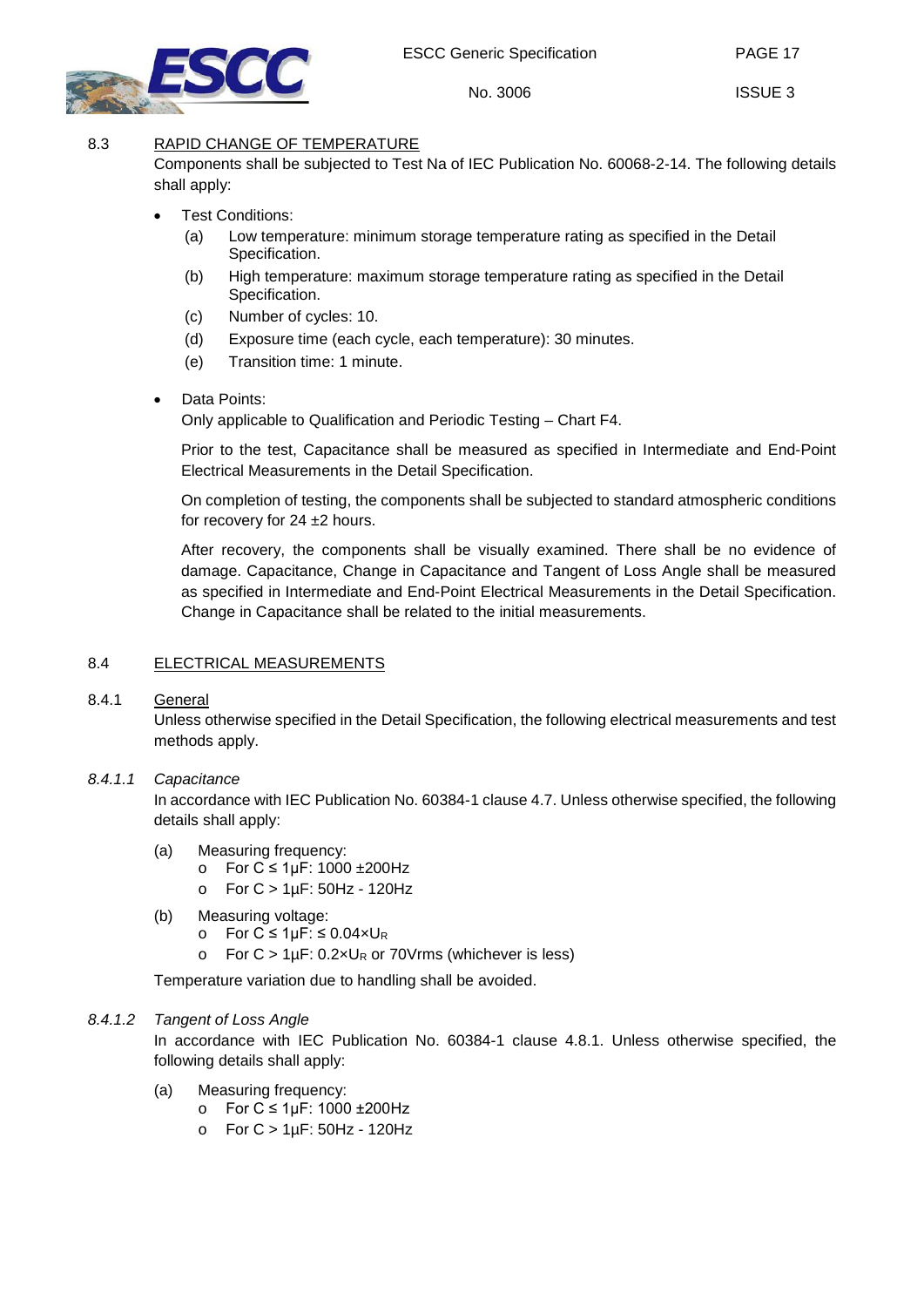## 8.3 RAPID CHANGE OF TEMPERATURE

Components shall be subjected to Test Na of IEC Publication No. 60068-2-14. The following details shall apply:

- Test Conditions:
  - (a) Low temperature: minimum storage temperature rating as specified in the Detail Specification.
  - (b) High temperature: maximum storage temperature rating as specified in the Detail Specification.
  - (c) Number of cycles: 10.
  - (d) Exposure time (each cycle, each temperature): 30 minutes.
  - (e) Transition time: 1 minute.

- Data Points:

  Only applicable to Qualification and Periodic Testing – Chart F4.

  Prior to the test, Capacitance shall be measured as specified in Intermediate and End-Point Electrical Measurements in the Detail Specification.

  On completion of testing, the components shall be subjected to standard atmospheric conditions for recovery for 24 ±2 hours.

  After recovery, the components shall be visually examined. There shall be no evidence of damage. Capacitance, Change in Capacitance and Tangent of Loss Angle shall be measured as specified in Intermediate and End-Point Electrical Measurements in the Detail Specification. Change in Capacitance shall be related to the initial measurements.

## 8.4 ELECTRICAL MEASUREMENTS

### 8.4.1 General

Unless otherwise specified in the Detail Specification, the following electrical measurements and test methods apply.

#### *8.4.1.1 Capacitance*

In accordance with IEC Publication No. 60384-1 clause 4.7. Unless otherwise specified, the following details shall apply:

(a) Measuring frequency:
- For $C \leq 1\mu F$: 1000 ±200Hz
- For $C > 1\mu F$: 50Hz - 120Hz

(b) Measuring voltage:
- For $C \leq 1\mu F$: $\leq 0.04 \times U_R$
- For $C > 1\mu F$: $0.2 \times U_R$ or 70Vrms (whichever is less)

Temperature variation due to handling shall be avoided.

#### *8.4.1.2 Tangent of Loss Angle*

In accordance with IEC Publication No. 60384-1 clause 4.8.1. Unless otherwise specified, the following details shall apply:

(a) Measuring frequency:
- For $C \leq 1\mu F$: 1000 ±200Hz
- For $C > 1\mu F$: 50Hz - 120Hz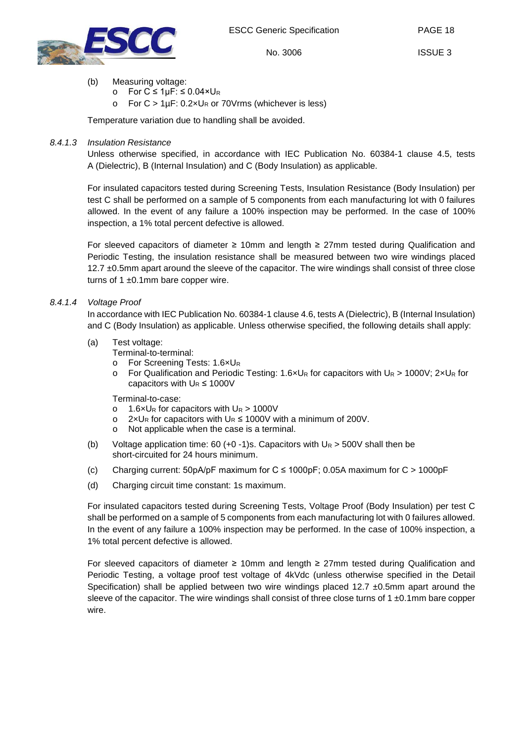(b) Measuring voltage:
- For $C \leq 1\mu F$: $\leq 0.04 \times U_R$
- For $C > 1\mu F$: $0.2 \times U_R$ or 70Vrms (whichever is less)

Temperature variation due to handling shall be avoided.

#### 8.4.1.3 *Insulation Resistance*

Unless otherwise specified, in accordance with IEC Publication No. 60384-1 clause 4.5, tests A (Dielectric), B (Internal Insulation) and C (Body Insulation) as applicable.

For insulated capacitors tested during Screening Tests, Insulation Resistance (Body Insulation) per test C shall be performed on a sample of 5 components from each manufacturing lot with 0 failures allowed. In the event of any failure a 100% inspection may be performed. In the case of 100% inspection, a 1% total percent defective is allowed.

For sleeved capacitors of diameter ≥ 10mm and length ≥ 27mm tested during Qualification and Periodic Testing, the insulation resistance shall be measured between two wire windings placed 12.7 ±0.5mm apart around the sleeve of the capacitor. The wire windings shall consist of three close turns of 1 ±0.1mm bare copper wire.

#### 8.4.1.4 *Voltage Proof*

In accordance with IEC Publication No. 60384-1 clause 4.6, tests A (Dielectric), B (Internal Insulation) and C (Body Insulation) as applicable. Unless otherwise specified, the following details shall apply:

(a) Test voltage:

Terminal-to-terminal:
- For Screening Tests: $1.6 \times U_R$
- For Qualification and Periodic Testing: $1.6 \times U_R$ for capacitors with $U_R > 1000V$; $2 \times U_R$ for capacitors with $U_R \leq 1000V$

Terminal-to-case:
- $1.6 \times U_R$ for capacitors with $U_R > 1000V$
- $2 \times U_R$ for capacitors with $U_R \leq 1000V$ with a minimum of 200V.
- Not applicable when the case is a terminal.

(b) Voltage application time: 60 (+0 -1)s. Capacitors with $U_R > 500V$ shall then be short-circuited for 24 hours minimum.

(c) Charging current: 50pA/pF maximum for $C \leq 1000pF$; 0.05A maximum for $C > 1000pF$

(d) Charging circuit time constant: 1s maximum.

For insulated capacitors tested during Screening Tests, Voltage Proof (Body Insulation) per test C shall be performed on a sample of 5 components from each manufacturing lot with 0 failures allowed. In the event of any failure a 100% inspection may be performed. In the case of 100% inspection, a 1% total percent defective is allowed.

For sleeved capacitors of diameter ≥ 10mm and length ≥ 27mm tested during Qualification and Periodic Testing, a voltage proof test voltage of 4kVdc (unless otherwise specified in the Detail Specification) shall be applied between two wire windings placed 12.7 ±0.5mm apart around the sleeve of the capacitor. The wire windings shall consist of three close turns of 1 ±0.1mm bare copper wire.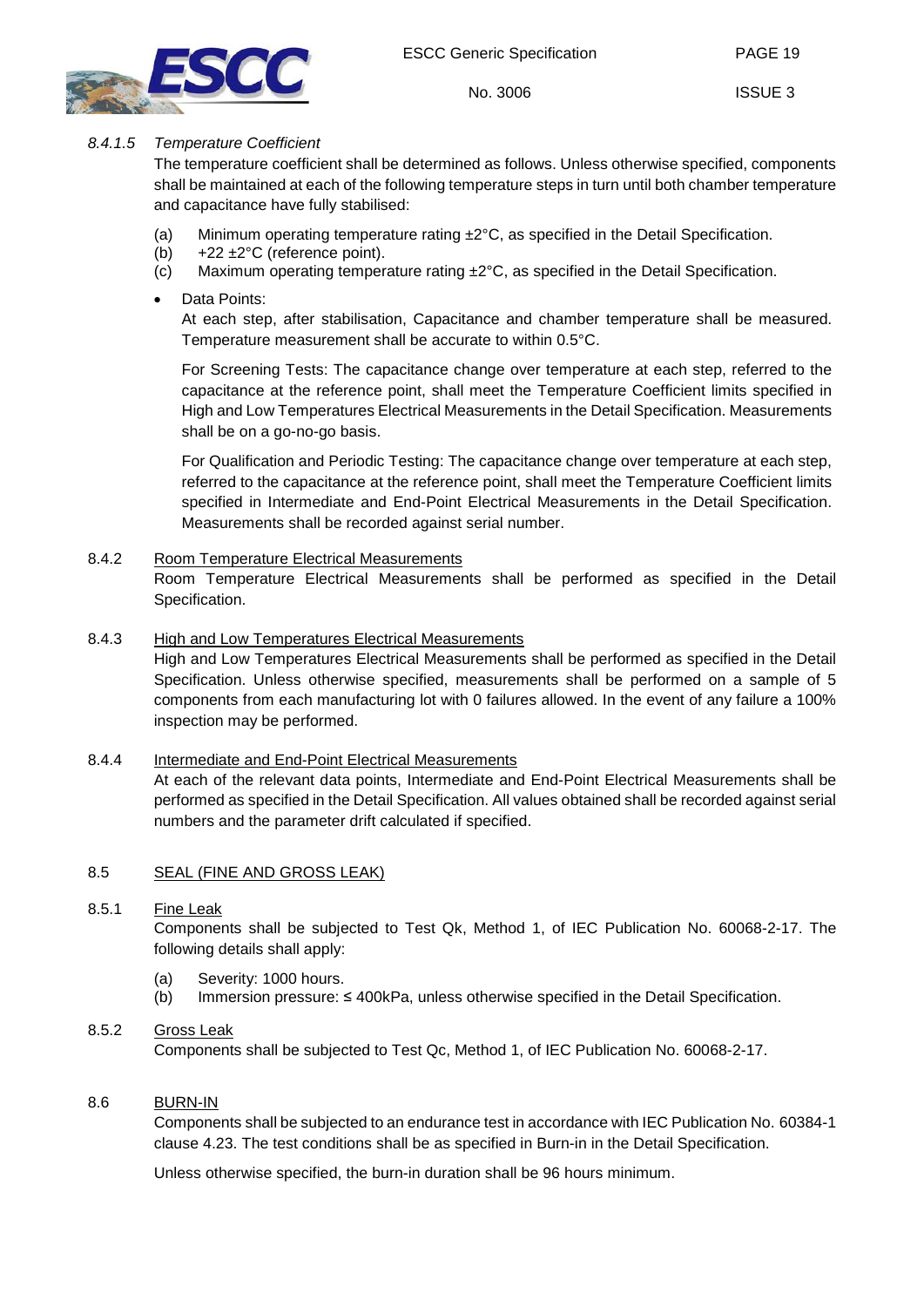#### 8.4.1.5 *Temperature Coefficient*

The temperature coefficient shall be determined as follows. Unless otherwise specified, components shall be maintained at each of the following temperature steps in turn until both chamber temperature and capacitance have fully stabilised:

(a) Minimum operating temperature rating ±2°C, as specified in the Detail Specification.
(b) +22 ±2°C (reference point).
(c) Maximum operating temperature rating ±2°C, as specified in the Detail Specification.

- Data Points:
  At each step, after stabilisation, Capacitance and chamber temperature shall be measured. Temperature measurement shall be accurate to within 0.5°C.

  For Screening Tests: The capacitance change over temperature at each step, referred to the capacitance at the reference point, shall meet the Temperature Coefficient limits specified in High and Low Temperatures Electrical Measurements in the Detail Specification. Measurements shall be on a go-no-go basis.

  For Qualification and Periodic Testing: The capacitance change over temperature at each step, referred to the capacitance at the reference point, shall meet the Temperature Coefficient limits specified in Intermediate and End-Point Electrical Measurements in the Detail Specification. Measurements shall be recorded against serial number.

### 8.4.2 Room Temperature Electrical Measurements

Room Temperature Electrical Measurements shall be performed as specified in the Detail Specification.

### 8.4.3 High and Low Temperatures Electrical Measurements

High and Low Temperatures Electrical Measurements shall be performed as specified in the Detail Specification. Unless otherwise specified, measurements shall be performed on a sample of 5 components from each manufacturing lot with 0 failures allowed. In the event of any failure a 100% inspection may be performed.

### 8.4.4 Intermediate and End-Point Electrical Measurements

At each of the relevant data points, Intermediate and End-Point Electrical Measurements shall be performed as specified in the Detail Specification. All values obtained shall be recorded against serial numbers and the parameter drift calculated if specified.

## 8.5 SEAL (FINE AND GROSS LEAK)

### 8.5.1 Fine Leak

Components shall be subjected to Test Qk, Method 1, of IEC Publication No. 60068-2-17. The following details shall apply:

(a) Severity: 1000 hours.
(b) Immersion pressure: ≤ 400kPa, unless otherwise specified in the Detail Specification.

### 8.5.2 Gross Leak

Components shall be subjected to Test Qc, Method 1, of IEC Publication No. 60068-2-17.

## 8.6 BURN-IN

Components shall be subjected to an endurance test in accordance with IEC Publication No. 60384-1 clause 4.23. The test conditions shall be as specified in Burn-in in the Detail Specification.

Unless otherwise specified, the burn-in duration shall be 96 hours minimum.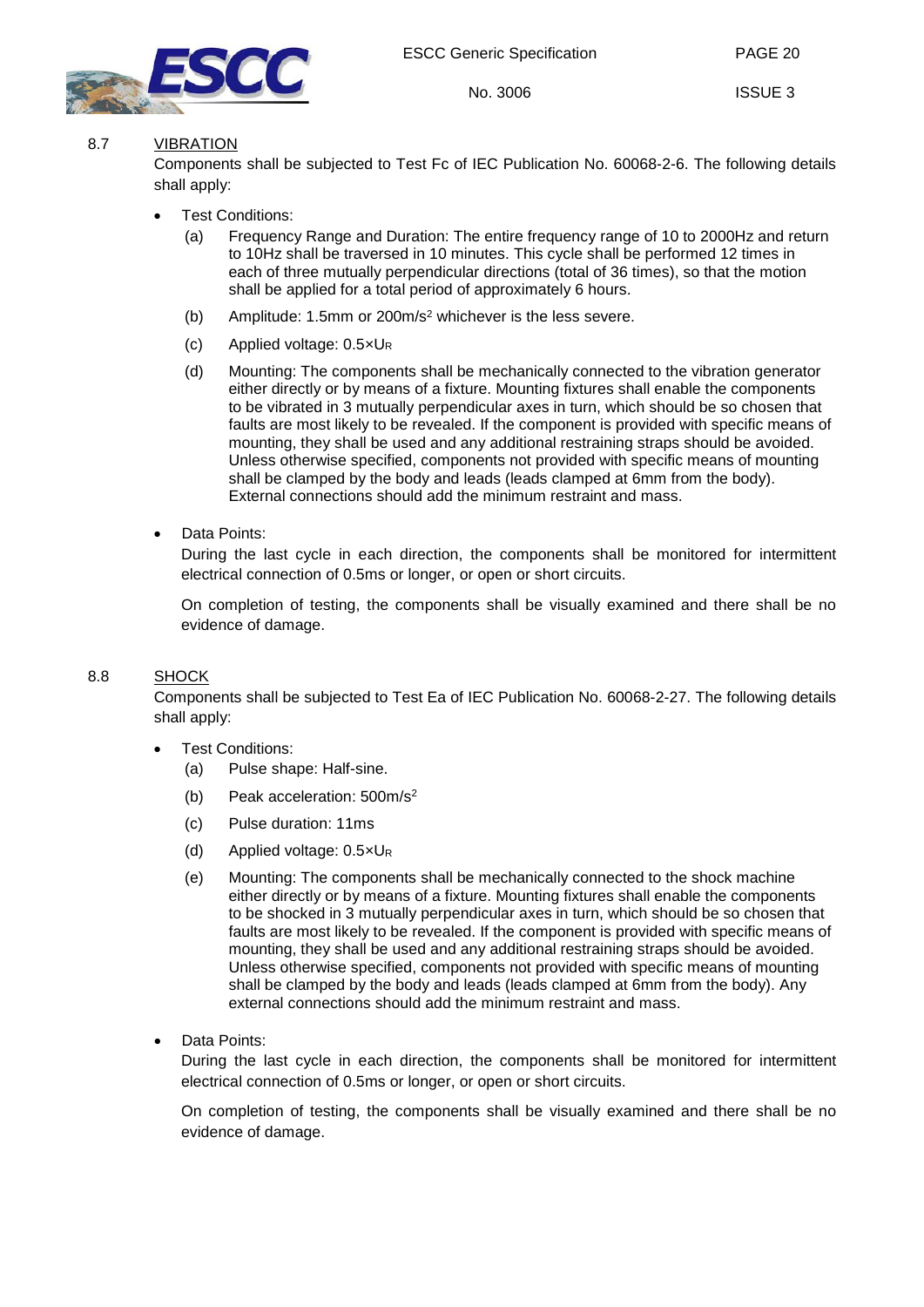## 8.7 VIBRATION

Components shall be subjected to Test Fc of IEC Publication No. 60068-2-6. The following details shall apply:

- Test Conditions:
  - (a) Frequency Range and Duration: The entire frequency range of 10 to 2000Hz and return to 10Hz shall be traversed in 10 minutes. This cycle shall be performed 12 times in each of three mutually perpendicular directions (total of 36 times), so that the motion shall be applied for a total period of approximately 6 hours.
  - (b) Amplitude: 1.5mm or $200m/s^2$ whichever is the less severe.
  - (c) Applied voltage: $0.5 \times U_R$
  - (d) Mounting: The components shall be mechanically connected to the vibration generator either directly or by means of a fixture. Mounting fixtures shall enable the components to be vibrated in 3 mutually perpendicular axes in turn, which should be so chosen that faults are most likely to be revealed. If the component is provided with specific means of mounting, they shall be used and any additional restraining straps should be avoided. Unless otherwise specified, components not provided with specific means of mounting shall be clamped by the body and leads (leads clamped at 6mm from the body). External connections should add the minimum restraint and mass.

- Data Points:

  During the last cycle in each direction, the components shall be monitored for intermittent electrical connection of 0.5ms or longer, or open or short circuits.

  On completion of testing, the components shall be visually examined and there shall be no evidence of damage.

## 8.8 SHOCK

Components shall be subjected to Test Ea of IEC Publication No. 60068-2-27. The following details shall apply:

- Test Conditions:
  - (a) Pulse shape: Half-sine.
  - (b) Peak acceleration: $500m/s^2$
  - (c) Pulse duration: 11ms
  - (d) Applied voltage: $0.5 \times U_R$
  - (e) Mounting: The components shall be mechanically connected to the shock machine either directly or by means of a fixture. Mounting fixtures shall enable the components to be shocked in 3 mutually perpendicular axes in turn, which should be so chosen that faults are most likely to be revealed. If the component is provided with specific means of mounting, they shall be used and any additional restraining straps should be avoided. Unless otherwise specified, components not provided with specific means of mounting shall be clamped by the body and leads (leads clamped at 6mm from the body). Any external connections should add the minimum restraint and mass.

- Data Points:

  During the last cycle in each direction, the components shall be monitored for intermittent electrical connection of 0.5ms or longer, or open or short circuits.

  On completion of testing, the components shall be visually examined and there shall be no evidence of damage.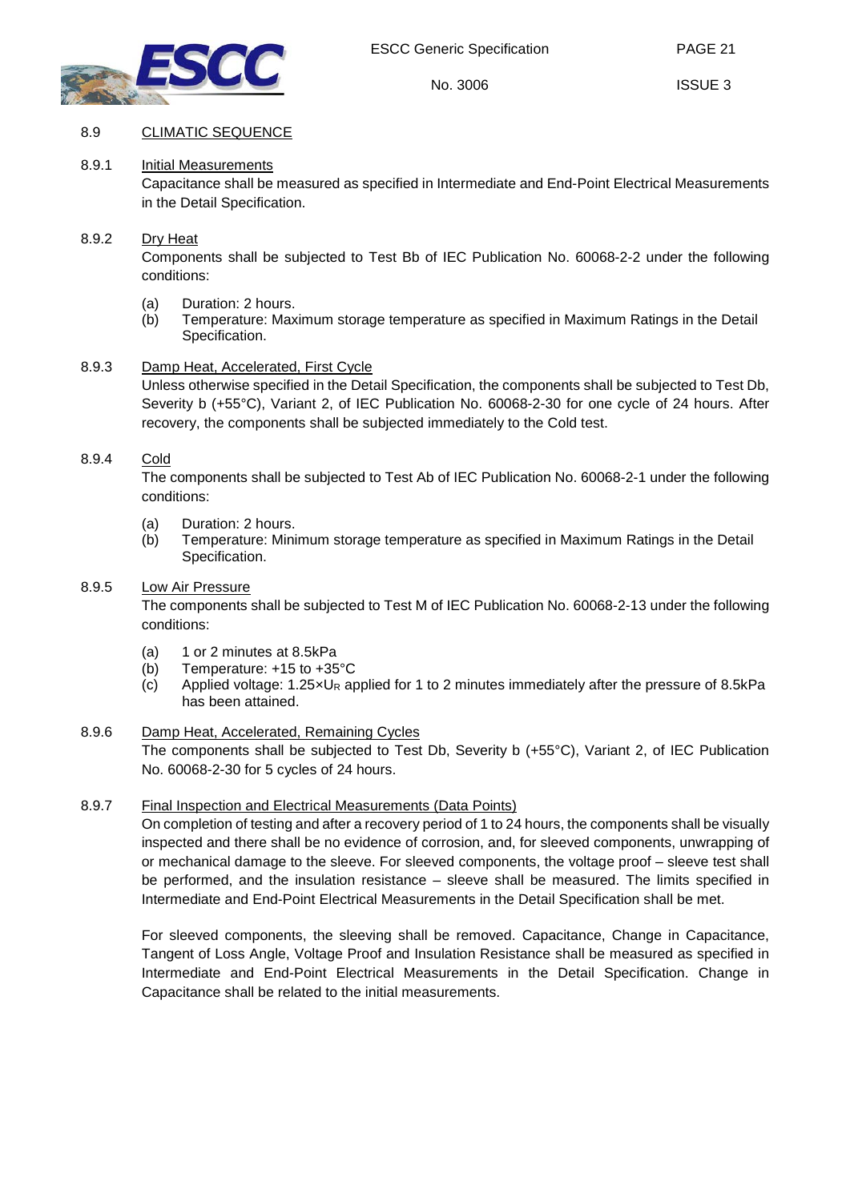## 8.9 CLIMATIC SEQUENCE

### 8.9.1 Initial Measurements

Capacitance shall be measured as specified in Intermediate and End-Point Electrical Measurements in the Detail Specification.

### 8.9.2 Dry Heat

Components shall be subjected to Test Bb of IEC Publication No. 60068-2-2 under the following conditions:

(a) Duration: 2 hours.
(b) Temperature: Maximum storage temperature as specified in Maximum Ratings in the Detail Specification.

### 8.9.3 Damp Heat, Accelerated, First Cycle

Unless otherwise specified in the Detail Specification, the components shall be subjected to Test Db, Severity b (+55°C), Variant 2, of IEC Publication No. 60068-2-30 for one cycle of 24 hours. After recovery, the components shall be subjected immediately to the Cold test.

### 8.9.4 Cold

The components shall be subjected to Test Ab of IEC Publication No. 60068-2-1 under the following conditions:

(a) Duration: 2 hours.
(b) Temperature: Minimum storage temperature as specified in Maximum Ratings in the Detail Specification.

### 8.9.5 Low Air Pressure

The components shall be subjected to Test M of IEC Publication No. 60068-2-13 under the following conditions:

(a) 1 or 2 minutes at 8.5kPa
(b) Temperature: +15 to +35°C
(c) Applied voltage: $1.25 \times U_R$ applied for 1 to 2 minutes immediately after the pressure of 8.5kPa has been attained.

### 8.9.6 Damp Heat, Accelerated, Remaining Cycles

The components shall be subjected to Test Db, Severity b (+55°C), Variant 2, of IEC Publication No. 60068-2-30 for 5 cycles of 24 hours.

### 8.9.7 Final Inspection and Electrical Measurements (Data Points)

On completion of testing and after a recovery period of 1 to 24 hours, the components shall be visually inspected and there shall be no evidence of corrosion, and, for sleeved components, unwrapping of or mechanical damage to the sleeve. For sleeved components, the voltage proof – sleeve test shall be performed, and the insulation resistance – sleeve shall be measured. The limits specified in Intermediate and End-Point Electrical Measurements in the Detail Specification shall be met.

For sleeved components, the sleeving shall be removed. Capacitance, Change in Capacitance, Tangent of Loss Angle, Voltage Proof and Insulation Resistance shall be measured as specified in Intermediate and End-Point Electrical Measurements in the Detail Specification. Change in Capacitance shall be related to the initial measurements.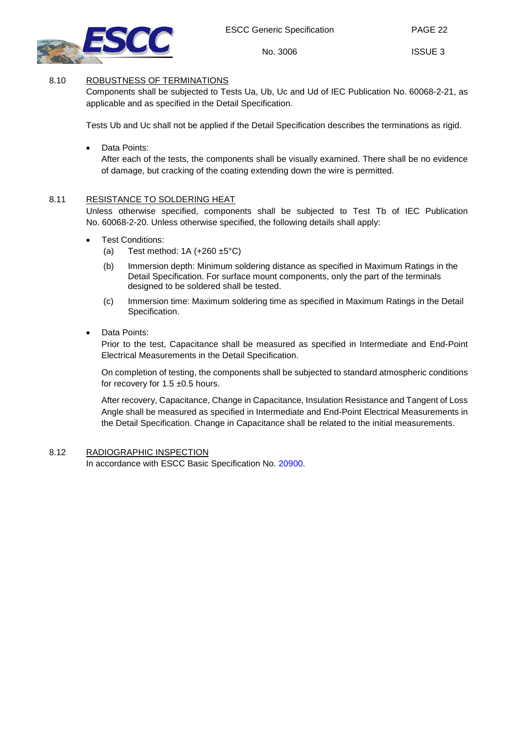## 8.10 ROBUSTNESS OF TERMINATIONS

Components shall be subjected to Tests Ua, Ub, Uc and Ud of IEC Publication No. 60068-2-21, as applicable and as specified in the Detail Specification.

Tests Ub and Uc shall not be applied if the Detail Specification describes the terminations as rigid.

- Data Points:
  After each of the tests, the components shall be visually examined. There shall be no evidence of damage, but cracking of the coating extending down the wire is permitted.

## 8.11 RESISTANCE TO SOLDERING HEAT

Unless otherwise specified, components shall be subjected to Test Tb of IEC Publication No. 60068-2-20. Unless otherwise specified, the following details shall apply:

- Test Conditions:
  - (a) Test method: 1A (+260 ±5°C)
  - (b) Immersion depth: Minimum soldering distance as specified in Maximum Ratings in the Detail Specification. For surface mount components, only the part of the terminals designed to be soldered shall be tested.
  - (c) Immersion time: Maximum soldering time as specified in Maximum Ratings in the Detail Specification.

- Data Points:
  Prior to the test, Capacitance shall be measured as specified in Intermediate and End-Point Electrical Measurements in the Detail Specification.

  On completion of testing, the components shall be subjected to standard atmospheric conditions for recovery for 1.5 ±0.5 hours.

  After recovery, Capacitance, Change in Capacitance, Insulation Resistance and Tangent of Loss Angle shall be measured as specified in Intermediate and End-Point Electrical Measurements in the Detail Specification. Change in Capacitance shall be related to the initial measurements.

## 8.12 RADIOGRAPHIC INSPECTION

In accordance with ESCC Basic Specification No. 20900.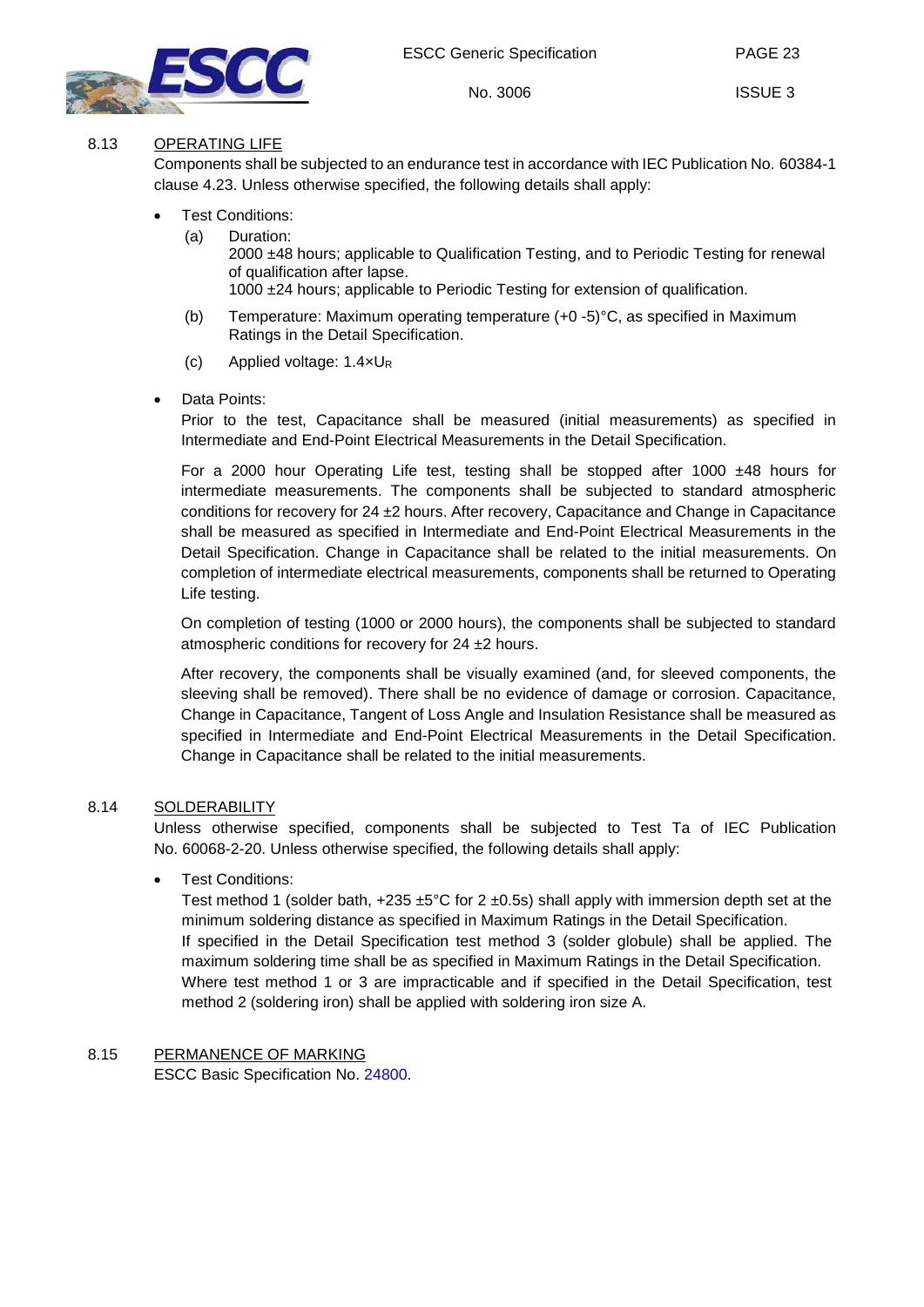## 8.13 OPERATING LIFE

Components shall be subjected to an endurance test in accordance with IEC Publication No. 60384-1 clause 4.23. Unless otherwise specified, the following details shall apply:

- Test Conditions:
  - (a) Duration:
    2000 ±48 hours; applicable to Qualification Testing, and to Periodic Testing for renewal of qualification after lapse.
    1000 ±24 hours; applicable to Periodic Testing for extension of qualification.
  - (b) Temperature: Maximum operating temperature (+0 -5)°C, as specified in Maximum Ratings in the Detail Specification.
  - (c) Applied voltage: $1.4 \times U_R$

- Data Points:
  Prior to the test, Capacitance shall be measured (initial measurements) as specified in Intermediate and End-Point Electrical Measurements in the Detail Specification.

  For a 2000 hour Operating Life test, testing shall be stopped after 1000 ±48 hours for intermediate measurements. The components shall be subjected to standard atmospheric conditions for recovery for 24 ±2 hours. After recovery, Capacitance and Change in Capacitance shall be measured as specified in Intermediate and End-Point Electrical Measurements in the Detail Specification. Change in Capacitance shall be related to the initial measurements. On completion of intermediate electrical measurements, components shall be returned to Operating Life testing.

  On completion of testing (1000 or 2000 hours), the components shall be subjected to standard atmospheric conditions for recovery for 24 ±2 hours.

  After recovery, the components shall be visually examined (and, for sleeved components, the sleeving shall be removed). There shall be no evidence of damage or corrosion. Capacitance, Change in Capacitance, Tangent of Loss Angle and Insulation Resistance shall be measured as specified in Intermediate and End-Point Electrical Measurements in the Detail Specification. Change in Capacitance shall be related to the initial measurements.

## 8.14 SOLDERABILITY

Unless otherwise specified, components shall be subjected to Test Ta of IEC Publication No. 60068-2-20. Unless otherwise specified, the following details shall apply:

- Test Conditions:
  Test method 1 (solder bath, +235 ±5°C for 2 ±0.5s) shall apply with immersion depth set at the minimum soldering distance as specified in Maximum Ratings in the Detail Specification.
  If specified in the Detail Specification test method 3 (solder globule) shall be applied. The maximum soldering time shall be as specified in Maximum Ratings in the Detail Specification.
  Where test method 1 or 3 are impracticable and if specified in the Detail Specification, test method 2 (soldering iron) shall be applied with soldering iron size A.

## 8.15 PERMANENCE OF MARKING

ESCC Basic Specification No. 24800.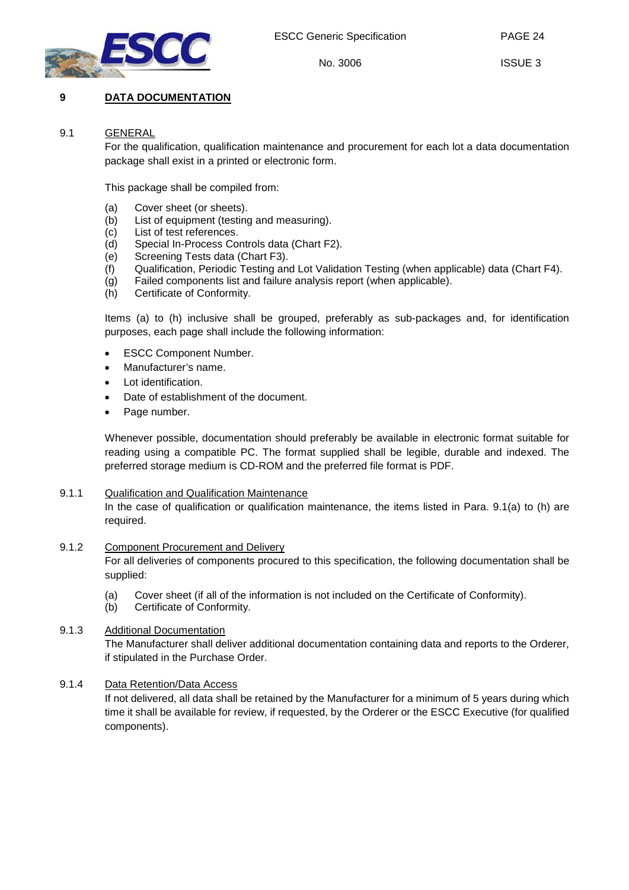# 9 DATA DOCUMENTATION

## 9.1 GENERAL

For the qualification, qualification maintenance and procurement for each lot a data documentation package shall exist in a printed or electronic form.

This package shall be compiled from:

(a) Cover sheet (or sheets).
(b) List of equipment (testing and measuring).
(c) List of test references.
(d) Special In-Process Controls data (Chart F2).
(e) Screening Tests data (Chart F3).
(f) Qualification, Periodic Testing and Lot Validation Testing (when applicable) data (Chart F4).
(g) Failed components list and failure analysis report (when applicable).
(h) Certificate of Conformity.

Items (a) to (h) inclusive shall be grouped, preferably as sub-packages and, for identification purposes, each page shall include the following information:

- ESCC Component Number.
- Manufacturer's name.
- Lot identification.
- Date of establishment of the document.
- Page number.

Whenever possible, documentation should preferably be available in electronic format suitable for reading using a compatible PC. The format supplied shall be legible, durable and indexed. The preferred storage medium is CD-ROM and the preferred file format is PDF.

### 9.1.1 Qualification and Qualification Maintenance

In the case of qualification or qualification maintenance, the items listed in Para. 9.1(a) to (h) are required.

### 9.1.2 Component Procurement and Delivery

For all deliveries of components procured to this specification, the following documentation shall be supplied:

(a) Cover sheet (if all of the information is not included on the Certificate of Conformity).
(b) Certificate of Conformity.

### 9.1.3 Additional Documentation

The Manufacturer shall deliver additional documentation containing data and reports to the Orderer, if stipulated in the Purchase Order.

### 9.1.4 Data Retention/Data Access

If not delivered, all data shall be retained by the Manufacturer for a minimum of 5 years during which time it shall be available for review, if requested, by the Orderer or the ESCC Executive (for qualified components).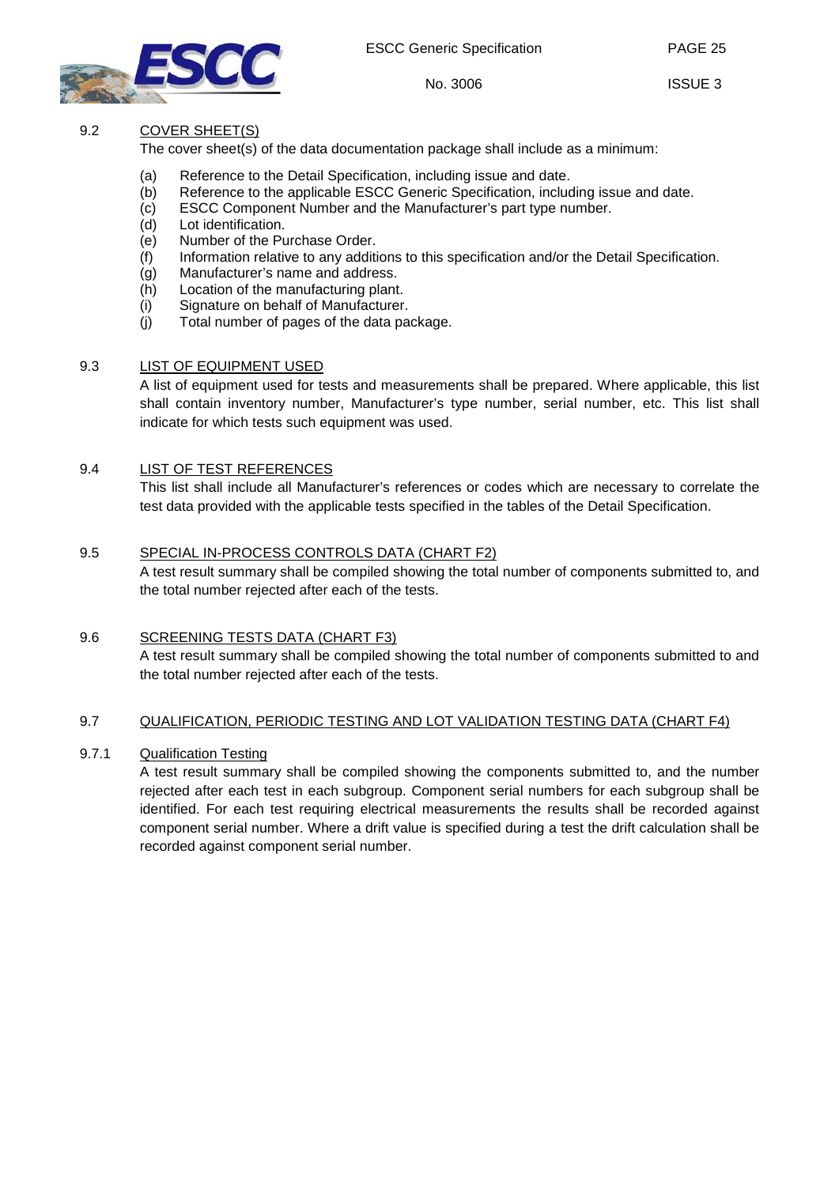## 9.2 COVER SHEET(S)

The cover sheet(s) of the data documentation package shall include as a minimum:

(a) Reference to the Detail Specification, including issue and date.
(b) Reference to the applicable ESCC Generic Specification, including issue and date.
(c) ESCC Component Number and the Manufacturer's part type number.
(d) Lot identification.
(e) Number of the Purchase Order.
(f) Information relative to any additions to this specification and/or the Detail Specification.
(g) Manufacturer's name and address.
(h) Location of the manufacturing plant.
(i) Signature on behalf of Manufacturer.
(j) Total number of pages of the data package.

## 9.3 LIST OF EQUIPMENT USED

A list of equipment used for tests and measurements shall be prepared. Where applicable, this list shall contain inventory number, Manufacturer's type number, serial number, etc. This list shall indicate for which tests such equipment was used.

## 9.4 LIST OF TEST REFERENCES

This list shall include all Manufacturer's references or codes which are necessary to correlate the test data provided with the applicable tests specified in the tables of the Detail Specification.

## 9.5 SPECIAL IN-PROCESS CONTROLS DATA (CHART F2)

A test result summary shall be compiled showing the total number of components submitted to, and the total number rejected after each of the tests.

## 9.6 SCREENING TESTS DATA (CHART F3)

A test result summary shall be compiled showing the total number of components submitted to and the total number rejected after each of the tests.

## 9.7 QUALIFICATION, PERIODIC TESTING AND LOT VALIDATION TESTING DATA (CHART F4)

### 9.7.1 Qualification Testing

A test result summary shall be compiled showing the components submitted to, and the number rejected after each test in each subgroup. Component serial numbers for each subgroup shall be identified. For each test requiring electrical measurements the results shall be recorded against component serial number. Where a drift value is specified during a test the drift calculation shall be recorded against component serial number.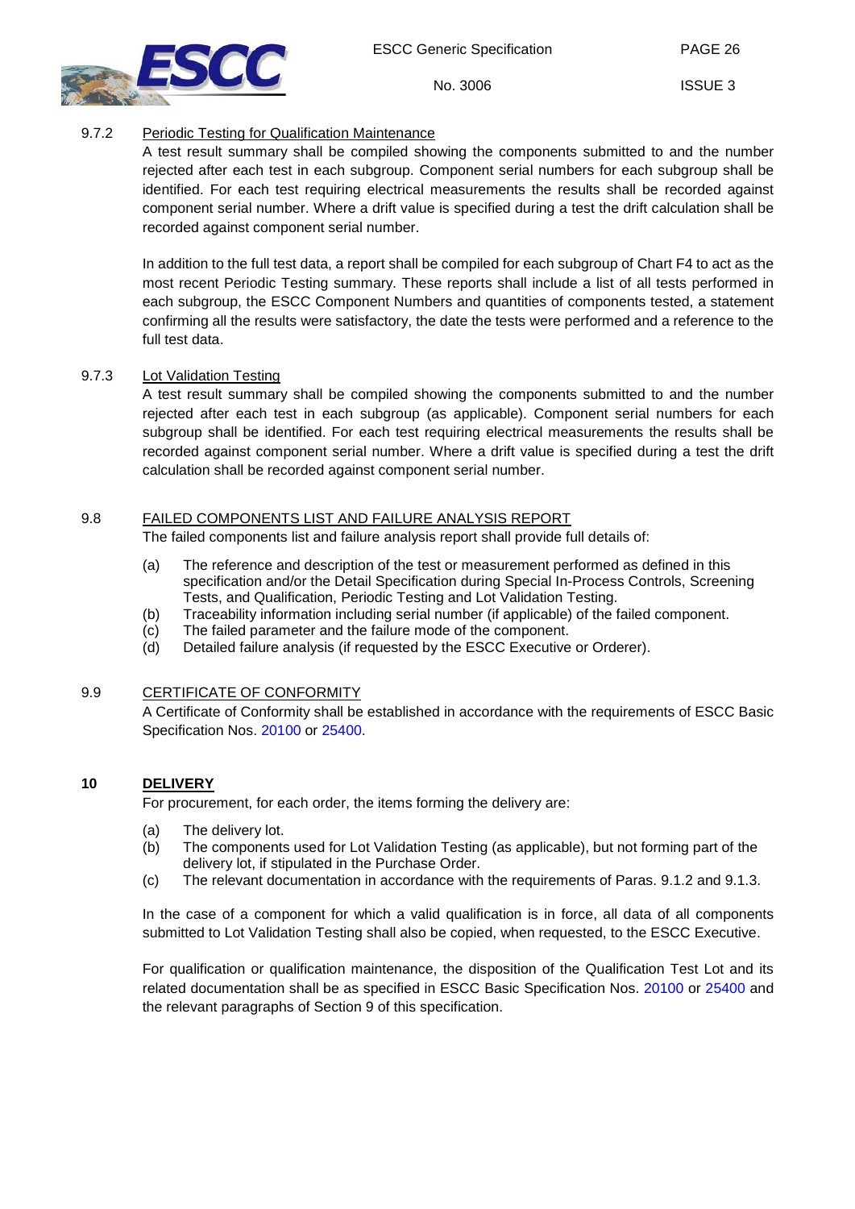#### 9.7.2 Periodic Testing for Qualification Maintenance

A test result summary shall be compiled showing the components submitted to and the number rejected after each test in each subgroup. Component serial numbers for each subgroup shall be identified. For each test requiring electrical measurements the results shall be recorded against component serial number. Where a drift value is specified during a test the drift calculation shall be recorded against component serial number.

In addition to the full test data, a report shall be compiled for each subgroup of Chart F4 to act as the most recent Periodic Testing summary. These reports shall include a list of all tests performed in each subgroup, the ESCC Component Numbers and quantities of components tested, a statement confirming all the results were satisfactory, the date the tests were performed and a reference to the full test data.

#### 9.7.3 Lot Validation Testing

A test result summary shall be compiled showing the components submitted to and the number rejected after each test in each subgroup (as applicable). Component serial numbers for each subgroup shall be identified. For each test requiring electrical measurements the results shall be recorded against component serial number. Where a drift value is specified during a test the drift calculation shall be recorded against component serial number.

### 9.8 FAILED COMPONENTS LIST AND FAILURE ANALYSIS REPORT

The failed components list and failure analysis report shall provide full details of:

(a) The reference and description of the test or measurement performed as defined in this specification and/or the Detail Specification during Special In-Process Controls, Screening Tests, and Qualification, Periodic Testing and Lot Validation Testing.
(b) Traceability information including serial number (if applicable) of the failed component.
(c) The failed parameter and the failure mode of the component.
(d) Detailed failure analysis (if requested by the ESCC Executive or Orderer).

### 9.9 CERTIFICATE OF CONFORMITY

A Certificate of Conformity shall be established in accordance with the requirements of ESCC Basic Specification Nos. 20100 or 25400.

## 10 DELIVERY

For procurement, for each order, the items forming the delivery are:

(a) The delivery lot.
(b) The components used for Lot Validation Testing (as applicable), but not forming part of the delivery lot, if stipulated in the Purchase Order.
(c) The relevant documentation in accordance with the requirements of Paras. 9.1.2 and 9.1.3.

In the case of a component for which a valid qualification is in force, all data of all components submitted to Lot Validation Testing shall also be copied, when requested, to the ESCC Executive.

For qualification or qualification maintenance, the disposition of the Qualification Test Lot and its related documentation shall be as specified in ESCC Basic Specification Nos. 20100 or 25400 and the relevant paragraphs of Section 9 of this specification.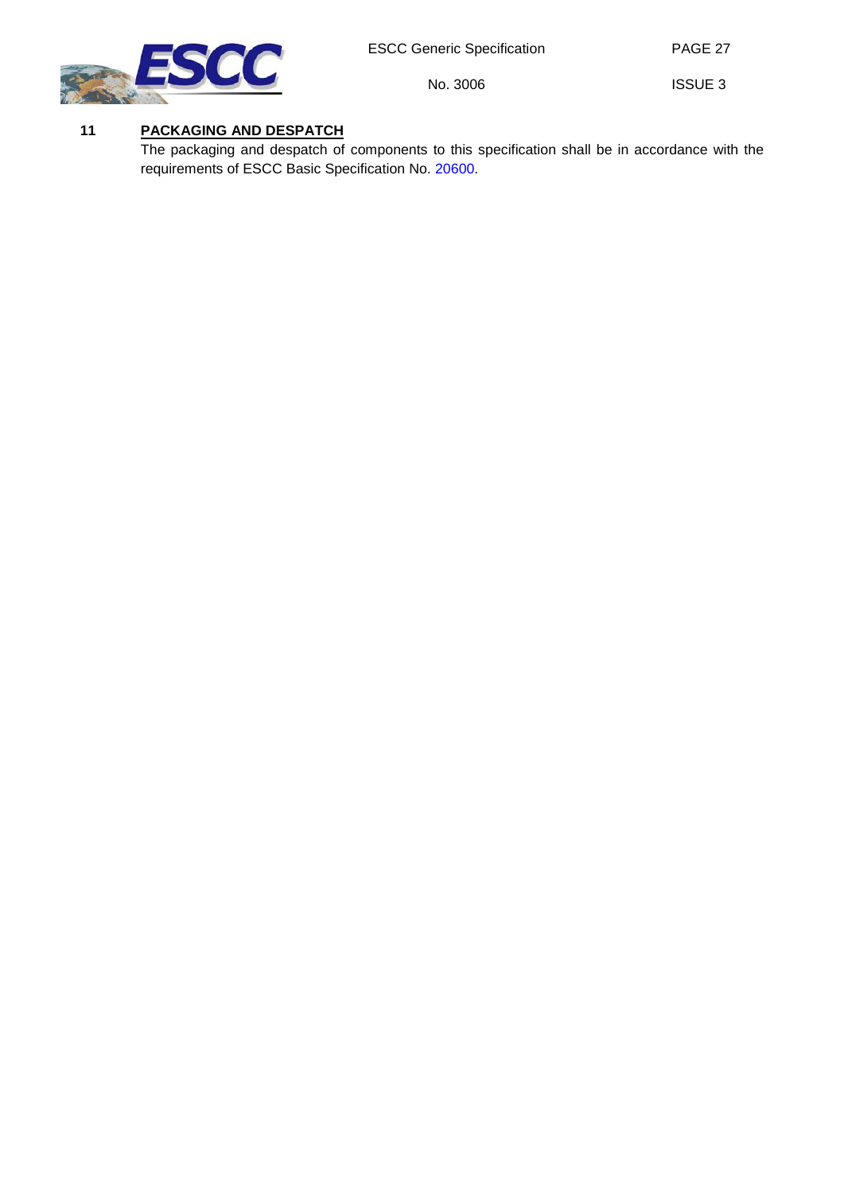## 11 PACKAGING AND DESPATCH

The packaging and despatch of components to this specification shall be in accordance with the requirements of ESCC Basic Specification No. 20600.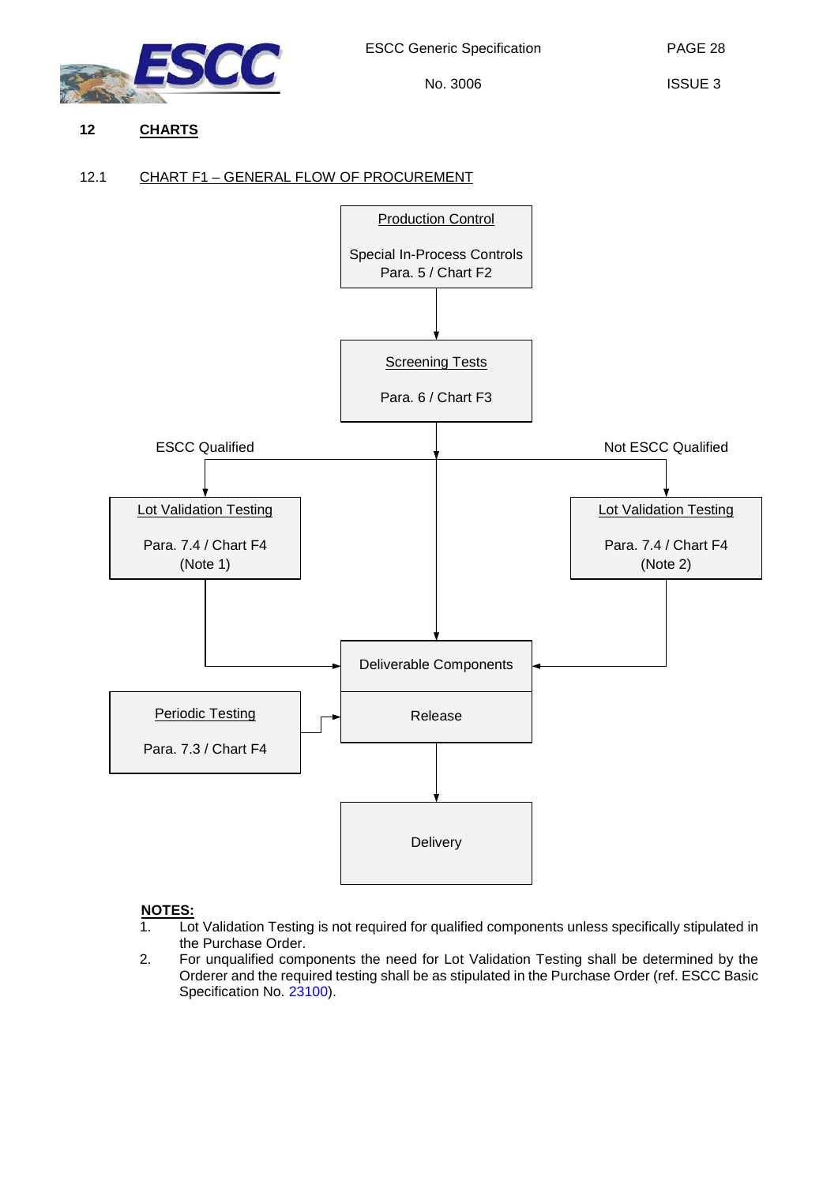## 12 CHARTS

### 12.1 CHART F1 – GENERAL FLOW OF PROCUREMENT

Production Control

Special In-Process Controls
Para. 5 / Chart F2

Screening Tests

Para. 6 / Chart F3

ESCC Qualified

Not ESCC Qualified

Lot Validation Testing

Para. 7.4 / Chart F4
(Note 1)

Lot Validation Testing

Para. 7.4 / Chart F4
(Note 2)

Deliverable Components

Periodic Testing

Para. 7.3 / Chart F4

Release

Delivery

**NOTES:**

1. Lot Validation Testing is not required for qualified components unless specifically stipulated in the Purchase Order.
2. For unqualified components the need for Lot Validation Testing shall be determined by the Orderer and the required testing shall be as stipulated in the Purchase Order (ref. ESCC Basic Specification No. 23100).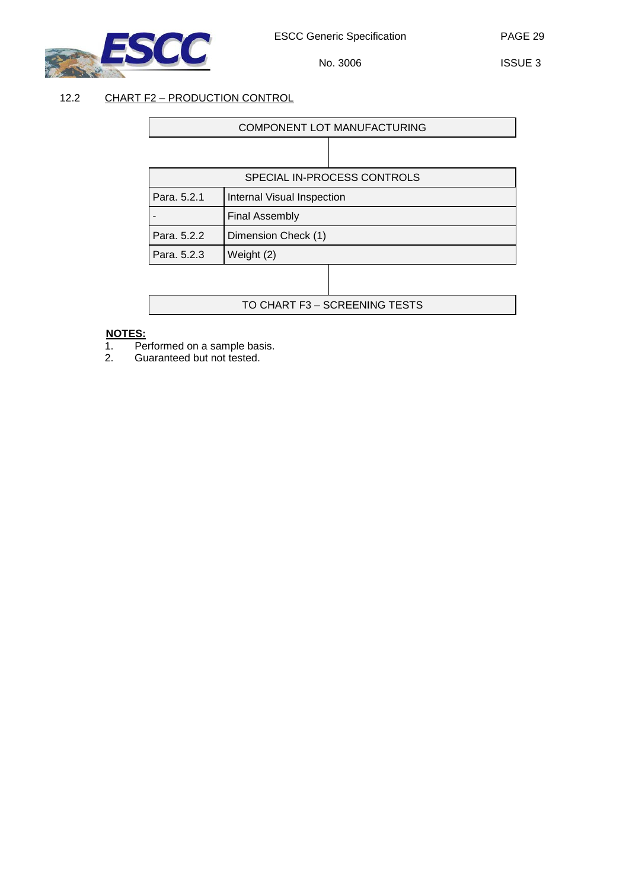## 12.2 CHART F2 – PRODUCTION CONTROL

COMPONENT LOT MANUFACTURING

| SPECIAL IN-PROCESS CONTROLS | |
|---|---|
| Para. 5.2.1 | Internal Visual Inspection |
| - | Final Assembly |
| Para. 5.2.2 | Dimension Check (1) |
| Para. 5.2.3 | Weight (2) |

TO CHART F3 – SCREENING TESTS

**NOTES:**

1. Performed on a sample basis.
2. Guaranteed but not tested.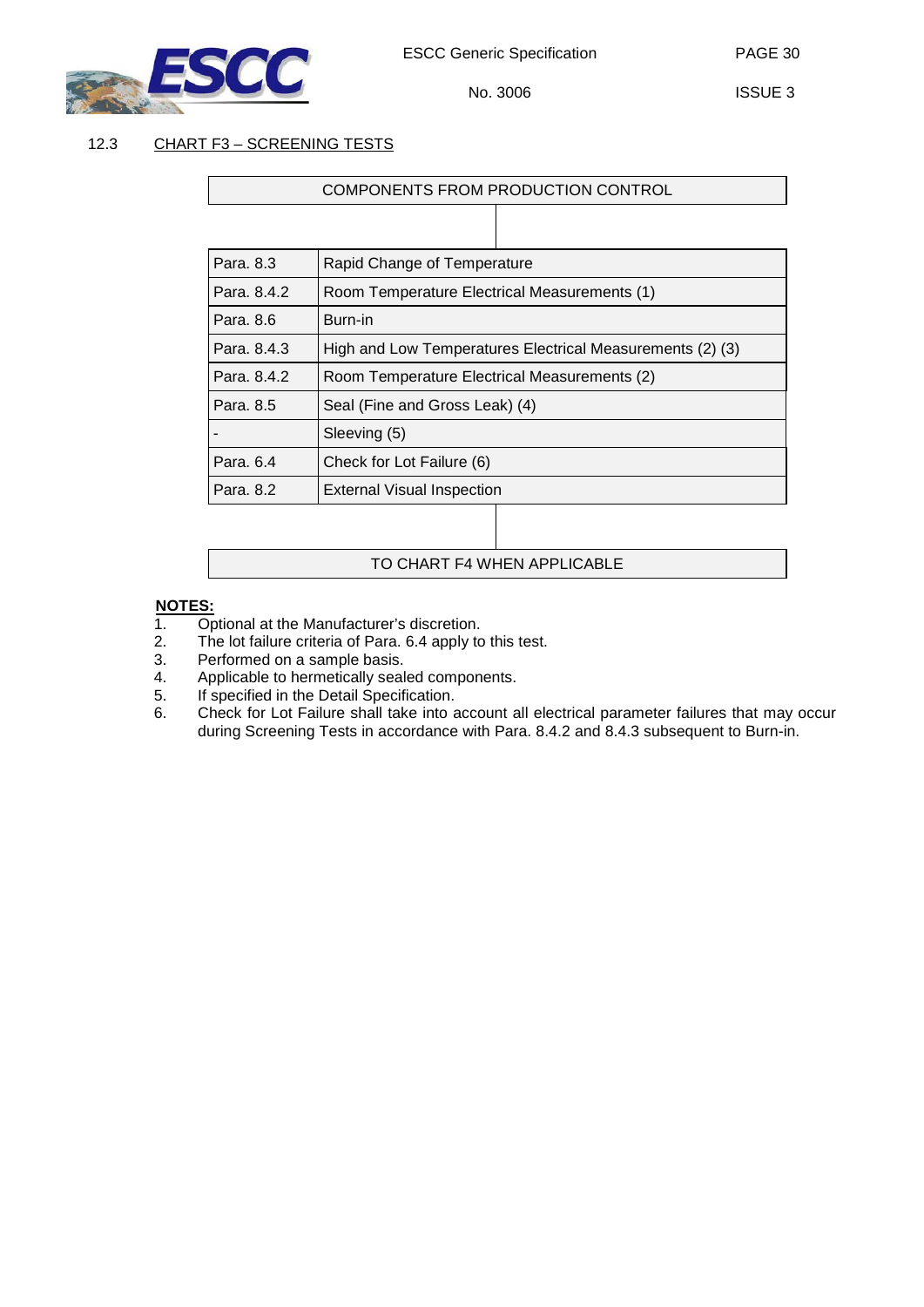## 12.3 CHART F3 – SCREENING TESTS

COMPONENTS FROM PRODUCTION CONTROL

| | |
|---|---|
| Para. 8.3 | Rapid Change of Temperature |
| Para. 8.4.2 | Room Temperature Electrical Measurements (1) |
| Para. 8.6 | Burn-in |
| Para. 8.4.3 | High and Low Temperatures Electrical Measurements (2) (3) |
| Para. 8.4.2 | Room Temperature Electrical Measurements (2) |
| Para. 8.5 | Seal (Fine and Gross Leak) (4) |
| - | Sleeving (5) |
| Para. 6.4 | Check for Lot Failure (6) |
| Para. 8.2 | External Visual Inspection |

TO CHART F4 WHEN APPLICABLE

**NOTES:**

1. Optional at the Manufacturer's discretion.
2. The lot failure criteria of Para. 6.4 apply to this test.
3. Performed on a sample basis.
4. Applicable to hermetically sealed components.
5. If specified in the Detail Specification.
6. Check for Lot Failure shall take into account all electrical parameter failures that may occur during Screening Tests in accordance with Para. 8.4.2 and 8.4.3 subsequent to Burn-in.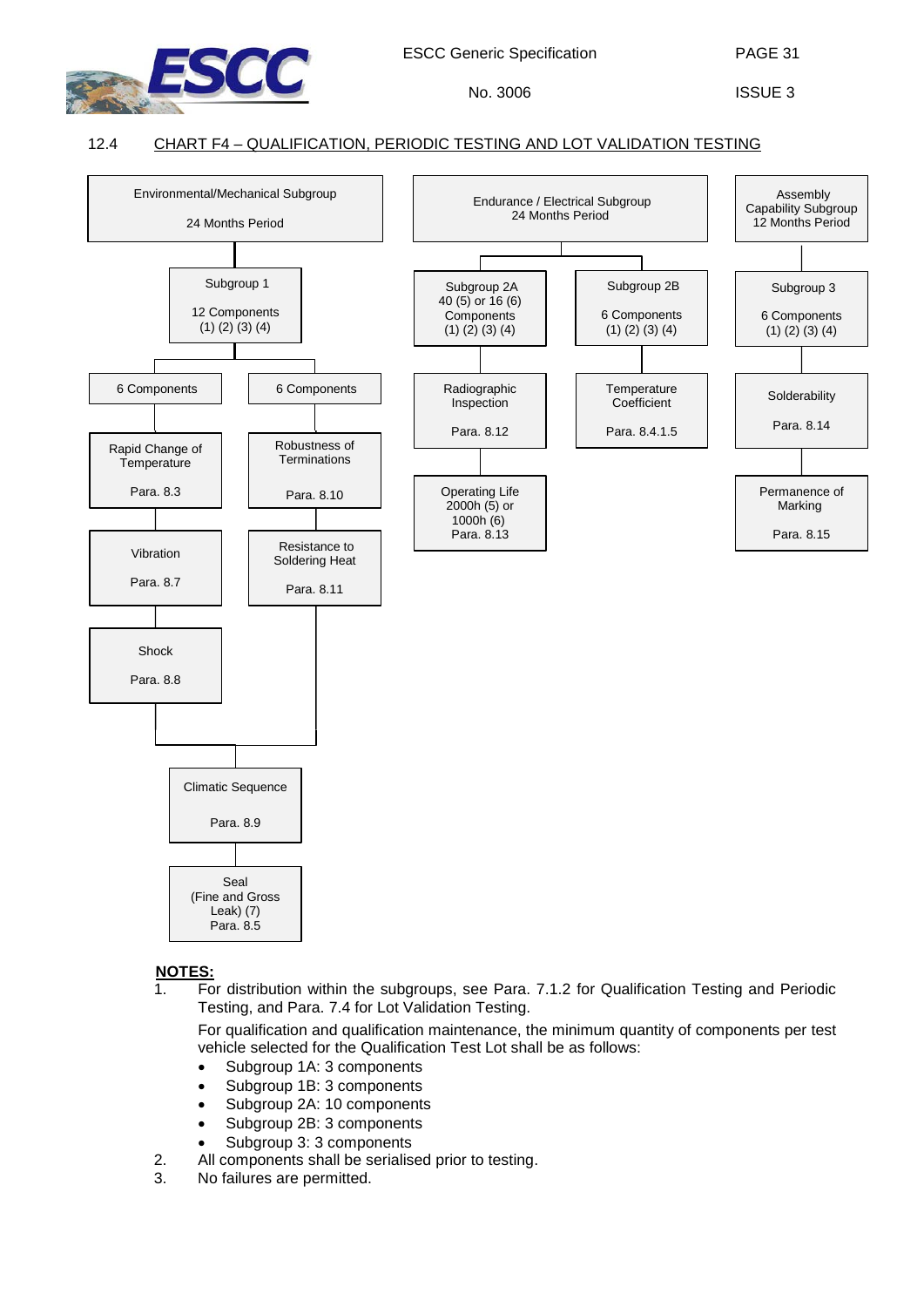## 12.4 CHART F4 – QUALIFICATION, PERIODIC TESTING AND LOT VALIDATION TESTING

**Environmental/Mechanical Subgroup**
24 Months Period

- Subgroup 1
  12 Components
  (1) (2) (3) (4)
  - 6 Components
    - Rapid Change of Temperature — Para. 8.3
    - Vibration — Para. 8.7
    - Shock — Para. 8.8
  - 6 Components
    - Robustness of Terminations — Para. 8.10
    - Resistance to Soldering Heat — Para. 8.11
  - (both branches join) Climatic Sequence — Para. 8.9
  - Seal (Fine and Gross Leak) (7) — Para. 8.5

**Endurance / Electrical Subgroup**
24 Months Period

- Subgroup 2A
  40 (5) or 16 (6) Components
  (1) (2) (3) (4)
  - Radiographic Inspection — Para. 8.12
  - Operating Life 2000h (5) or 1000h (6) — Para. 8.13
- Subgroup 2B
  6 Components
  (1) (2) (3) (4)
  - Temperature Coefficient — Para. 8.4.1.5

**Assembly Capability Subgroup**
12 Months Period

- Subgroup 3
  6 Components
  (1) (2) (3) (4)
  - Solderability — Para. 8.14
  - Permanence of Marking — Para. 8.15

**NOTES:**

1. For distribution within the subgroups, see Para. 7.1.2 for Qualification Testing and Periodic Testing, and Para. 7.4 for Lot Validation Testing.

   For qualification and qualification maintenance, the minimum quantity of components per test vehicle selected for the Qualification Test Lot shall be as follows:
   - Subgroup 1A: 3 components
   - Subgroup 1B: 3 components
   - Subgroup 2A: 10 components
   - Subgroup 2B: 3 components
   - Subgroup 3: 3 components
2. All components shall be serialised prior to testing.
3. No failures are permitted.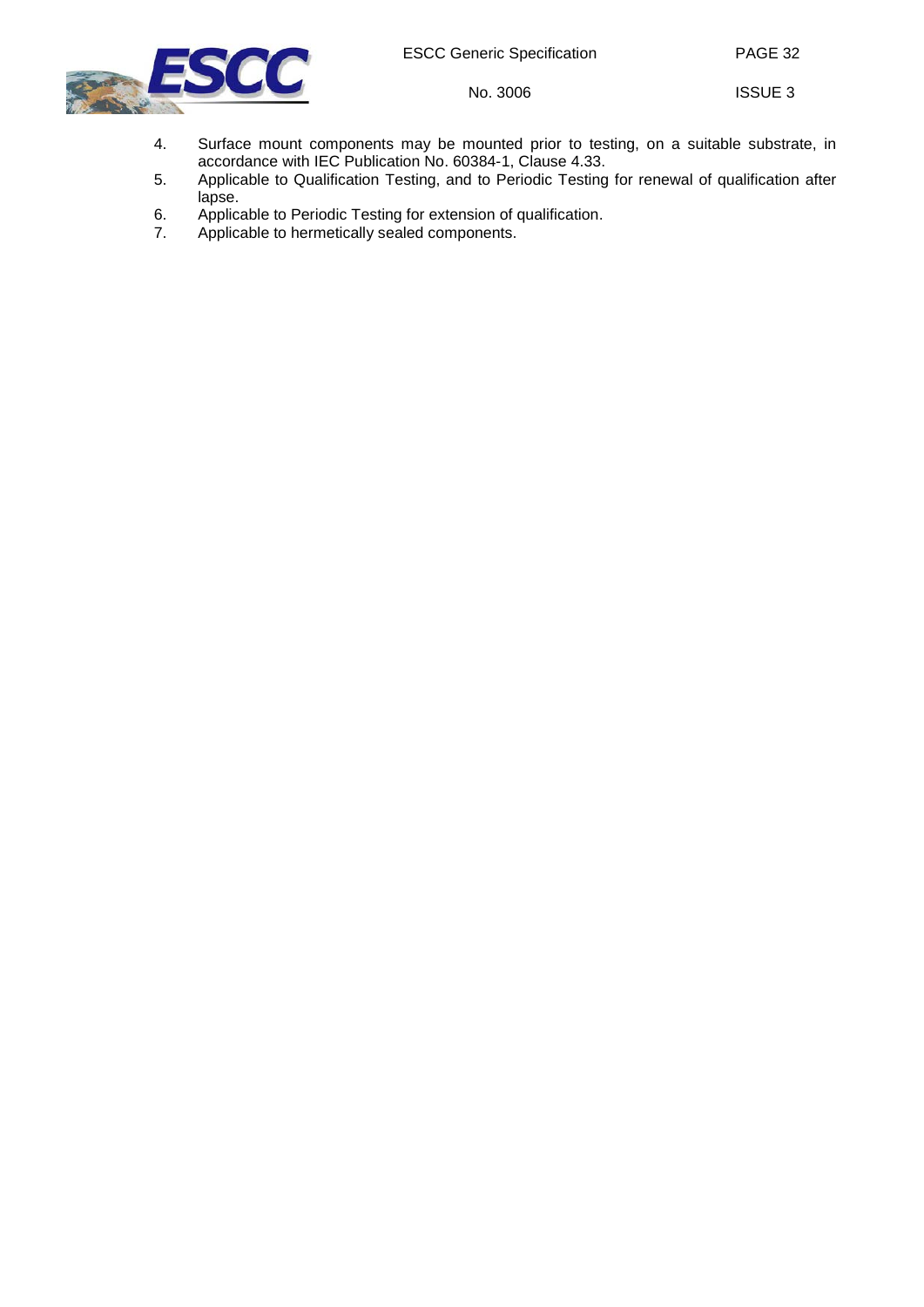4. Surface mount components may be mounted prior to testing, on a suitable substrate, in accordance with IEC Publication No. 60384-1, Clause 4.33.
5. Applicable to Qualification Testing, and to Periodic Testing for renewal of qualification after lapse.
6. Applicable to Periodic Testing for extension of qualification.
7. Applicable to hermetically sealed components.